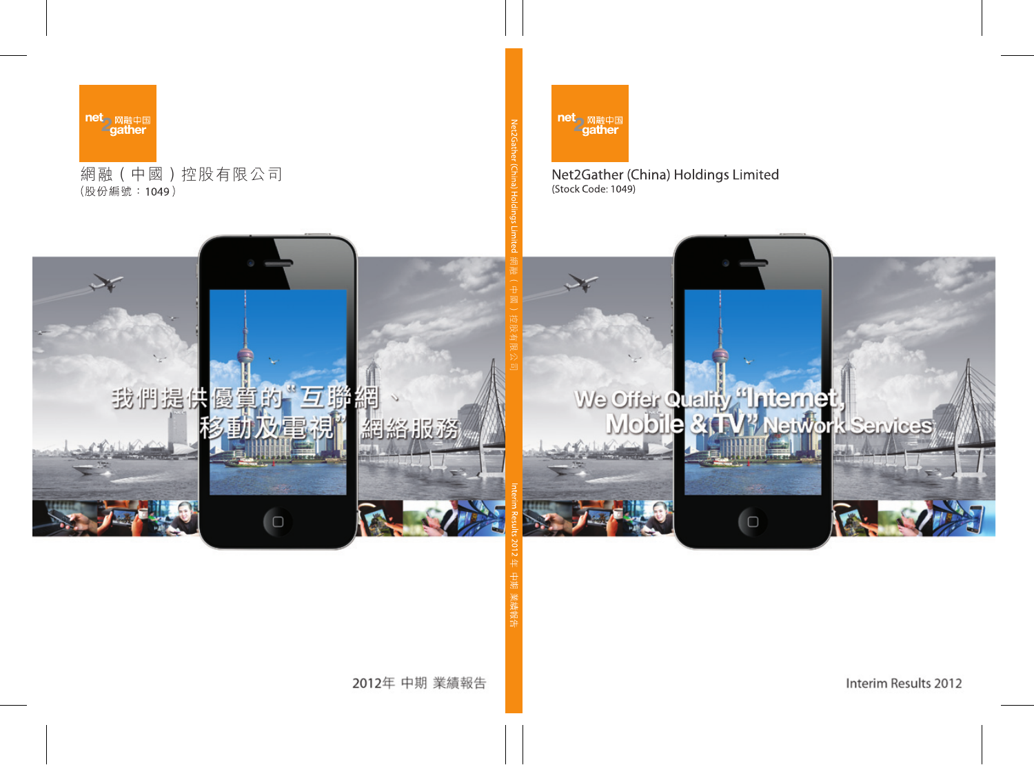網融（中國）控股有限公司
（股份編號：1049）

我們提供優質的"互聯網、移動及電視"網絡服務

2012年 中期 業績報告

Net2Gather (China) Holdings Limited 網融（中國）控股有限公司 Interim Results 2012 年 中期 業績報告

Net2Gather (China) Holdings Limited
(Stock Code: 1049)

We Offer Quality "Internet, Mobile & TV" Network Services

Interim Results 2012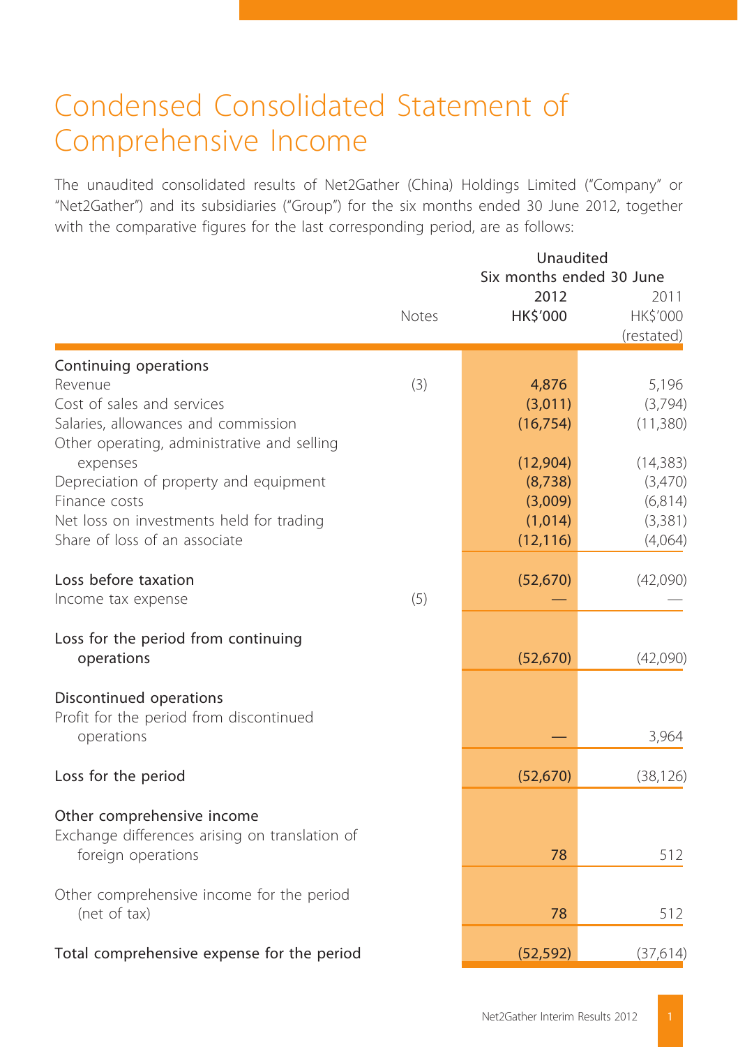# Condensed Consolidated Statement of Comprehensive Income

The unaudited consolidated results of Net2Gather (China) Holdings Limited ("Company" or "Net2Gather") and its subsidiaries ("Group") for the six months ended 30 June 2012, together with the comparative figures for the last corresponding period, are as follows:

| | Notes | Unaudited Six months ended 30 June 2012 HK$'000 | 2011 HK$'000 (restated) |
|---|---|---|---|
| **Continuing operations** | | | |
| Revenue | (3) | **4,876** | 5,196 |
| Cost of sales and services | | **(3,011)** | (3,794) |
| Salaries, allowances and commission | | **(16,754)** | (11,380) |
| Other operating, administrative and selling expenses | | **(12,904)** | (14,383) |
| Depreciation of property and equipment | | **(8,738)** | (3,470) |
| Finance costs | | **(3,009)** | (6,814) |
| Net loss on investments held for trading | | **(1,014)** | (3,381) |
| Share of loss of an associate | | **(12,116)** | (4,064) |
| **Loss before taxation** | | **(52,670)** | (42,090) |
| Income tax expense | (5) | **—** | — |
| **Loss for the period from continuing operations** | | **(52,670)** | (42,090) |
| **Discontinued operations** | | | |
| Profit for the period from discontinued operations | | **—** | 3,964 |
| **Loss for the period** | | **(52,670)** | (38,126) |
| **Other comprehensive income** | | | |
| Exchange differences arising on translation of foreign operations | | **78** | 512 |
| Other comprehensive income for the period (net of tax) | | **78** | 512 |
| **Total comprehensive expense for the period** | | **(52,592)** | (37,614) |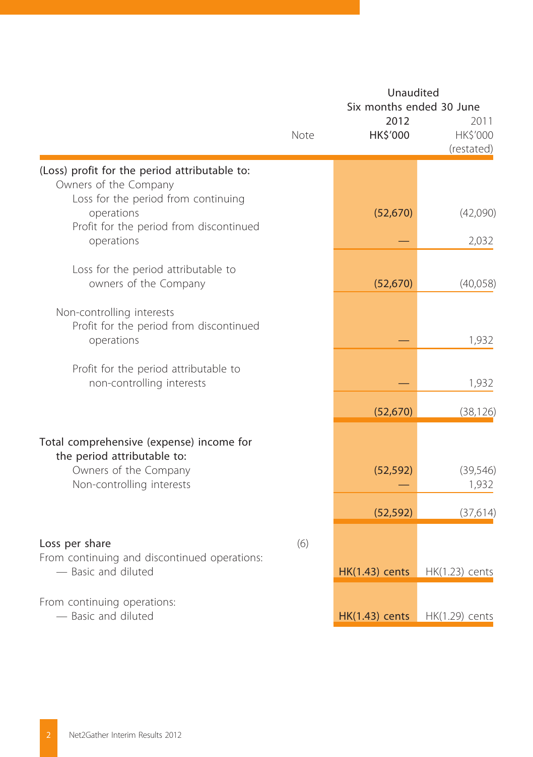| | Note | Unaudited Six months ended 30 June 2012 HK$'000 | 2011 HK$'000 (restated) |
|---|---|---|---|
| **(Loss) profit for the period attributable to:** | | | |
| Owners of the Company | | | |
| Loss for the period from continuing operations | | **(52,670)** | (42,090) |
| Profit for the period from discontinued operations | | **—** | 2,032 |
| Loss for the period attributable to owners of the Company | | **(52,670)** | (40,058) |
| Non-controlling interests | | | |
| Profit for the period from discontinued operations | | **—** | 1,932 |
| Profit for the period attributable to non-controlling interests | | **—** | 1,932 |
| | | **(52,670)** | (38,126) |
| **Total comprehensive (expense) income for the period attributable to:** | | | |
| Owners of the Company | | **(52,592)** | (39,546) |
| Non-controlling interests | | **—** | 1,932 |
| | | **(52,592)** | (37,614) |
| **Loss per share** | (6) | | |
| From continuing and discontinued operations: | | | |
| — Basic and diluted | | **HK(1.43) cents** | HK(1.23) cents |
| From continuing operations: | | | |
| — Basic and diluted | | **HK(1.43) cents** | HK(1.29) cents |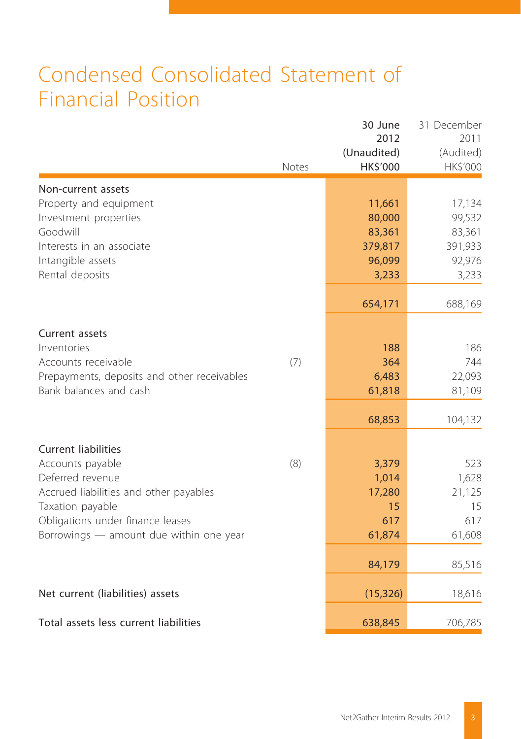# Condensed Consolidated Statement of Financial Position

| | Notes | 30 June 2012 (Unaudited) HK$'000 | 31 December 2011 (Audited) HK$'000 |
|---|---|---|---|
| **Non-current assets** | | | |
| Property and equipment | | 11,661 | 17,134 |
| Investment properties | | 80,000 | 99,532 |
| Goodwill | | 83,361 | 83,361 |
| Interests in an associate | | 379,817 | 391,933 |
| Intangible assets | | 96,099 | 92,976 |
| Rental deposits | | 3,233 | 3,233 |
| | | 654,171 | 688,169 |
| **Current assets** | | | |
| Inventories | | 188 | 186 |
| Accounts receivable | (7) | 364 | 744 |
| Prepayments, deposits and other receivables | | 6,483 | 22,093 |
| Bank balances and cash | | 61,818 | 81,109 |
| | | 68,853 | 104,132 |
| **Current liabilities** | | | |
| Accounts payable | (8) | 3,379 | 523 |
| Deferred revenue | | 1,014 | 1,628 |
| Accrued liabilities and other payables | | 17,280 | 21,125 |
| Taxation payable | | 15 | 15 |
| Obligations under finance leases | | 617 | 617 |
| Borrowings — amount due within one year | | 61,874 | 61,608 |
| | | 84,179 | 85,516 |
| **Net current (liabilities) assets** | | (15,326) | 18,616 |
| **Total assets less current liabilities** | | 638,845 | 706,785 |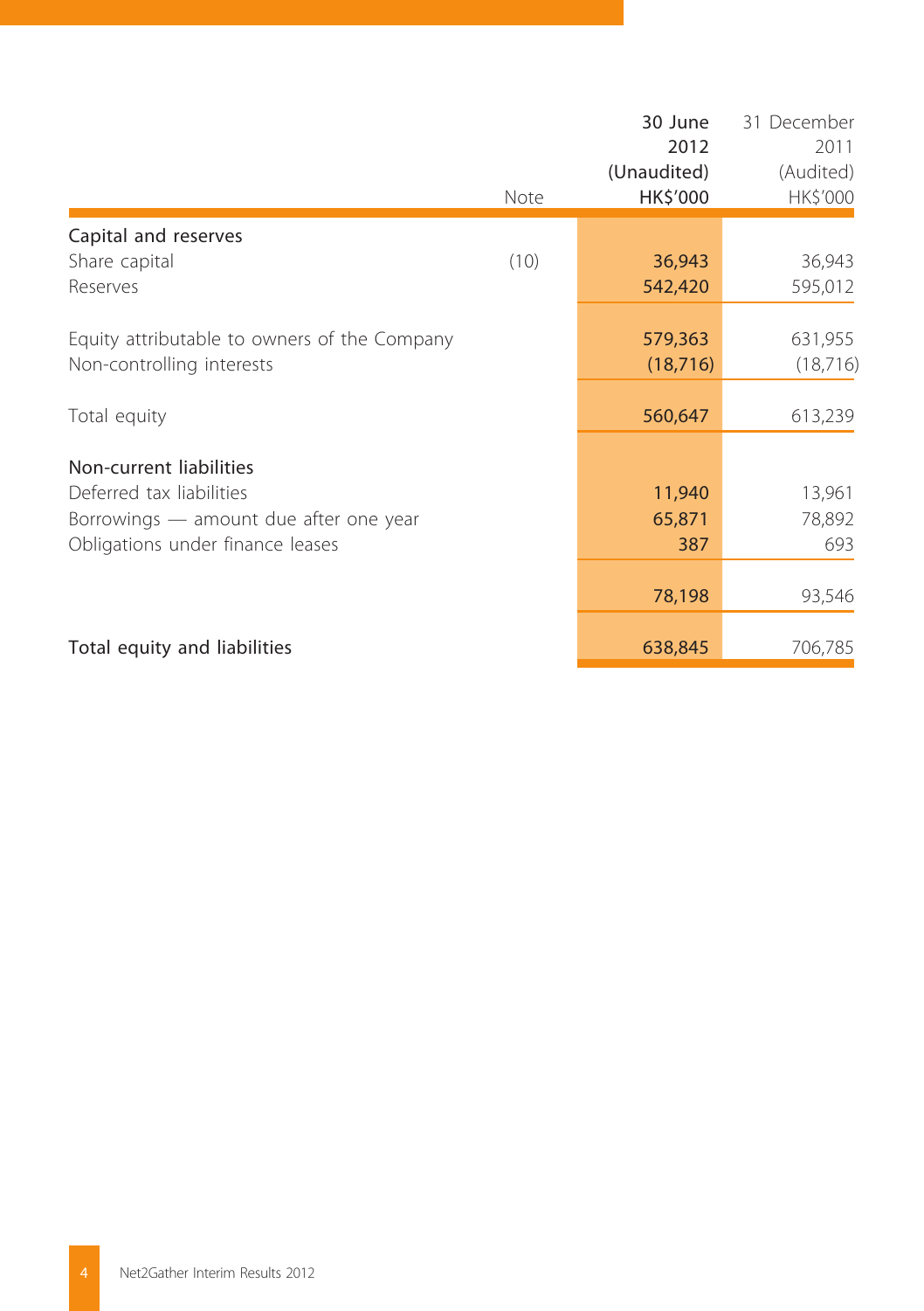| | Note | 30 June 2012 (Unaudited) HK$'000 | 31 December 2011 (Audited) HK$'000 |
|---|---|---|---|
| **Capital and reserves** | | | |
| Share capital | (10) | 36,943 | 36,943 |
| Reserves | | 542,420 | 595,012 |
| Equity attributable to owners of the Company | | 579,363 | 631,955 |
| Non-controlling interests | | (18,716) | (18,716) |
| Total equity | | 560,647 | 613,239 |
| **Non-current liabilities** | | | |
| Deferred tax liabilities | | 11,940 | 13,961 |
| Borrowings — amount due after one year | | 65,871 | 78,892 |
| Obligations under finance leases | | 387 | 693 |
| | | 78,198 | 93,546 |
| **Total equity and liabilities** | | 638,845 | 706,785 |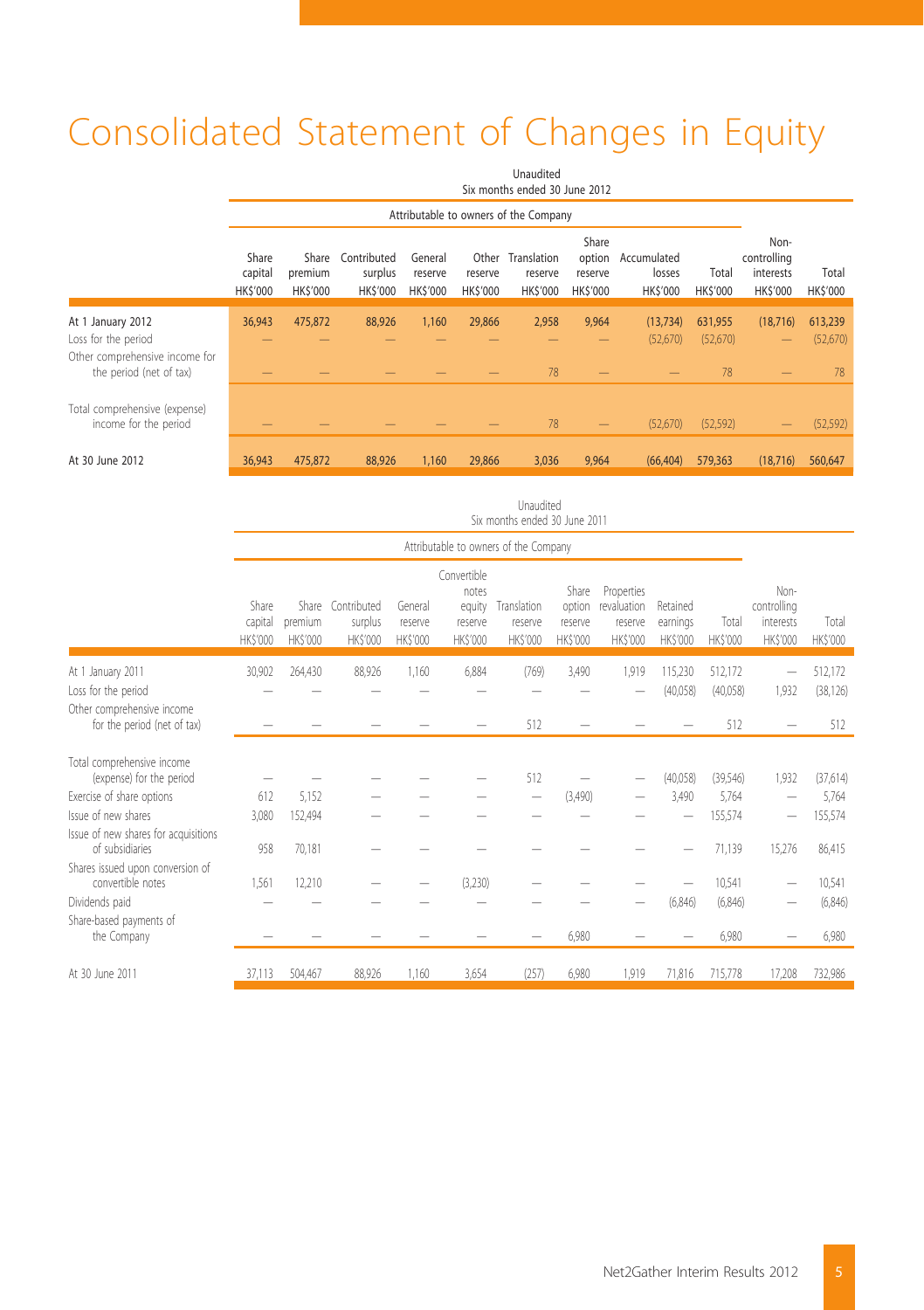# Consolidated Statement of Changes in Equity

Unaudited
Six months ended 30 June 2012

| | Attributable to owners of the Company | | | | | | | | | | |
|---|---|---|---|---|---|---|---|---|---|---|---|
| | Share capital HK$'000 | Share premium HK$'000 | Contributed surplus HK$'000 | General reserve HK$'000 | Other reserve HK$'000 | Translation reserve HK$'000 | Share option reserve HK$'000 | Accumulated losses HK$'000 | Total HK$'000 | Non-controlling interests HK$'000 | Total HK$'000 |
| At 1 January 2012 | 36,943 | 475,872 | 88,926 | 1,160 | 29,866 | 2,958 | 9,964 | (13,734) | 631,955 | (18,716) | 613,239 |
| Loss for the period | — | — | — | — | — | — | — | (52,670) | (52,670) | — | (52,670) |
| Other comprehensive income for the period (net of tax) | — | — | — | — | — | 78 | — | — | 78 | — | 78 |
| Total comprehensive (expense) income for the period | — | — | — | — | — | 78 | — | (52,670) | (52,592) | — | (52,592) |
| At 30 June 2012 | 36,943 | 475,872 | 88,926 | 1,160 | 29,866 | 3,036 | 9,964 | (66,404) | 579,363 | (18,716) | 560,647 |

Unaudited
Six months ended 30 June 2011

| | Attributable to owners of the Company | | | | | | | | | | | |
|---|---|---|---|---|---|---|---|---|---|---|---|---|
| | Share capital HK$'000 | Share premium HK$'000 | Contributed surplus HK$'000 | General reserve HK$'000 | Convertible notes equity reserve HK$'000 | Translation reserve HK$'000 | Share option reserve HK$'000 | Properties revaluation reserve HK$'000 | Retained earnings HK$'000 | Total HK$'000 | Non-controlling interests HK$'000 | Total HK$'000 |
| At 1 January 2011 | 30,902 | 264,430 | 88,926 | 1,160 | 6,884 | (769) | 3,490 | 1,919 | 115,230 | 512,172 | — | 512,172 |
| Loss for the period | — | — | — | — | — | — | — | — | (40,058) | (40,058) | 1,932 | (38,126) |
| Other comprehensive income for the period (net of tax) | — | — | — | — | — | 512 | — | — | — | 512 | — | 512 |
| Total comprehensive income (expense) for the period | — | — | — | — | — | 512 | — | — | (40,058) | (39,546) | 1,932 | (37,614) |
| Exercise of share options | 612 | 5,152 | — | — | — | — | (3,490) | — | 3,490 | 5,764 | — | 5,764 |
| Issue of new shares | 3,080 | 152,494 | — | — | — | — | — | — | — | 155,574 | — | 155,574 |
| Issue of new shares for acquisitions of subsidiaries | 958 | 70,181 | — | — | — | — | — | — | — | 71,139 | 15,276 | 86,415 |
| Shares issued upon conversion of convertible notes | 1,561 | 12,210 | — | — | (3,230) | — | — | — | — | 10,541 | — | 10,541 |
| Dividends paid | — | — | — | — | — | — | — | — | (6,846) | (6,846) | — | (6,846) |
| Share-based payments of the Company | — | — | — | — | — | — | 6,980 | — | — | 6,980 | — | 6,980 |
| At 30 June 2011 | 37,113 | 504,467 | 88,926 | 1,160 | 3,654 | (257) | 6,980 | 1,919 | 71,816 | 715,778 | 17,208 | 732,986 |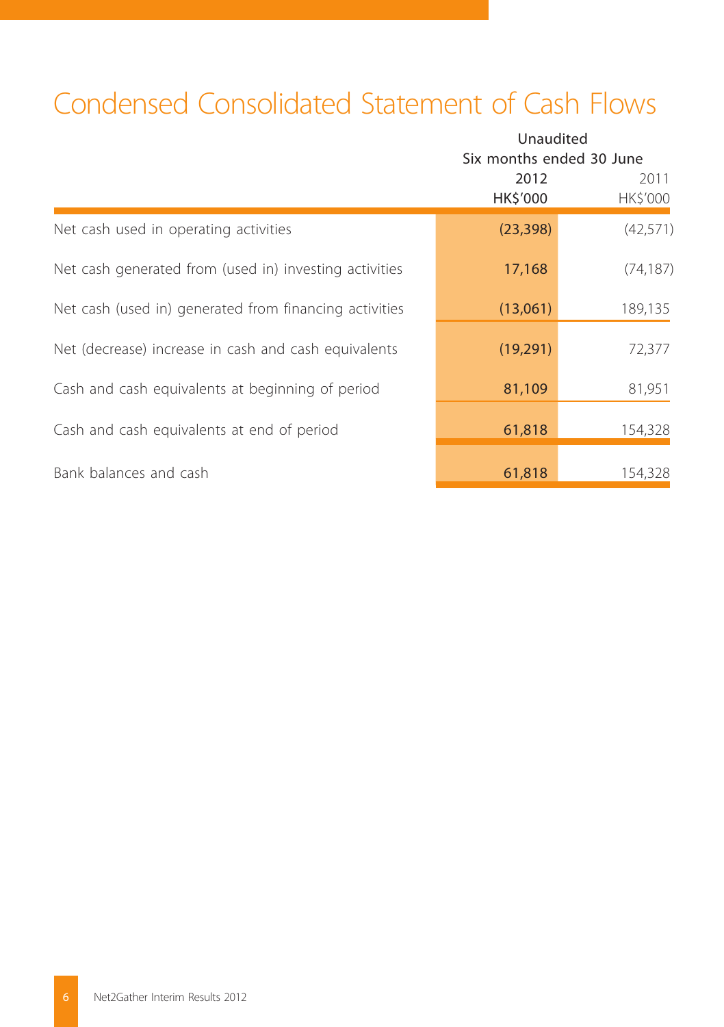# Condensed Consolidated Statement of Cash Flows

| | Unaudited | |
|---|---|---|
| | Six months ended 30 June | |
| | 2012 | 2011 |
| | HK$'000 | HK$'000 |
| Net cash used in operating activities | (23,398) | (42,571) |
| Net cash generated from (used in) investing activities | 17,168 | (74,187) |
| Net cash (used in) generated from financing activities | (13,061) | 189,135 |
| Net (decrease) increase in cash and cash equivalents | (19,291) | 72,377 |
| Cash and cash equivalents at beginning of period | 81,109 | 81,951 |
| Cash and cash equivalents at end of period | 61,818 | 154,328 |
| Bank balances and cash | 61,818 | 154,328 |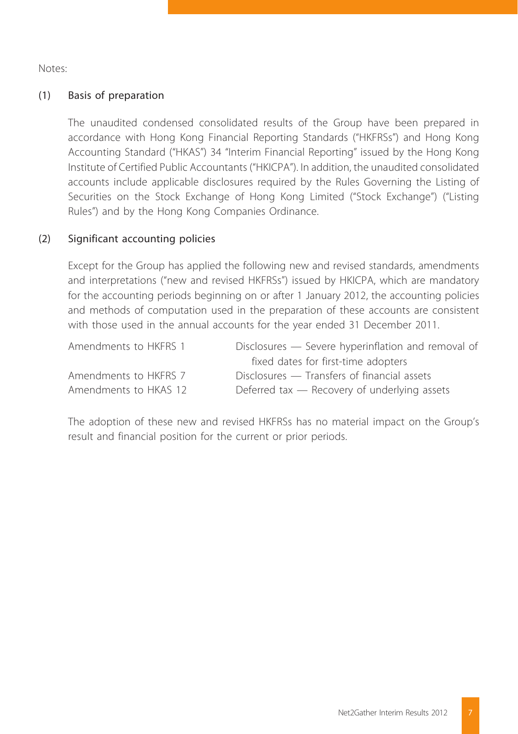Notes:

(1) Basis of preparation

The unaudited condensed consolidated results of the Group have been prepared in accordance with Hong Kong Financial Reporting Standards ("HKFRSs") and Hong Kong Accounting Standard ("HKAS") 34 "Interim Financial Reporting" issued by the Hong Kong Institute of Certified Public Accountants ("HKICPA"). In addition, the unaudited consolidated accounts include applicable disclosures required by the Rules Governing the Listing of Securities on the Stock Exchange of Hong Kong Limited ("Stock Exchange") ("Listing Rules") and by the Hong Kong Companies Ordinance.

(2) Significant accounting policies

Except for the Group has applied the following new and revised standards, amendments and interpretations ("new and revised HKFRSs") issued by HKICPA, which are mandatory for the accounting periods beginning on or after 1 January 2012, the accounting policies and methods of computation used in the preparation of these accounts are consistent with those used in the annual accounts for the year ended 31 December 2011.

| | |
|---|---|
| Amendments to HKFRS 1 | Disclosures — Severe hyperinflation and removal of fixed dates for first-time adopters |
| Amendments to HKFRS 7 | Disclosures — Transfers of financial assets |
| Amendments to HKAS 12 | Deferred tax — Recovery of underlying assets |

The adoption of these new and revised HKFRSs has no material impact on the Group's result and financial position for the current or prior periods.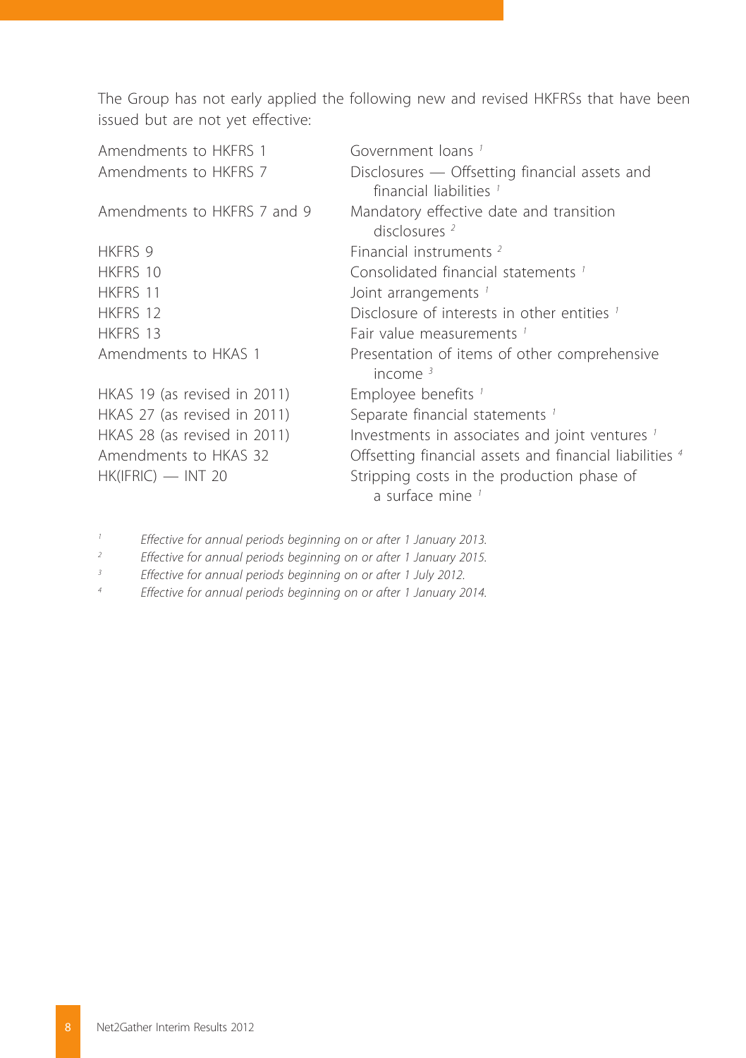The Group has not early applied the following new and revised HKFRSs that have been issued but are not yet effective:

| | |
|---|---|
| Amendments to HKFRS 1 | Government loans [1] |
| Amendments to HKFRS 7 | Disclosures — Offsetting financial assets and financial liabilities [1] |
| Amendments to HKFRS 7 and 9 | Mandatory effective date and transition disclosures [2] |
| HKFRS 9 | Financial instruments [2] |
| HKFRS 10 | Consolidated financial statements [1] |
| HKFRS 11 | Joint arrangements [1] |
| HKFRS 12 | Disclosure of interests in other entities [1] |
| HKFRS 13 | Fair value measurements [1] |
| Amendments to HKAS 1 | Presentation of items of other comprehensive income [3] |
| HKAS 19 (as revised in 2011) | Employee benefits [1] |
| HKAS 27 (as revised in 2011) | Separate financial statements [1] |
| HKAS 28 (as revised in 2011) | Investments in associates and joint ventures [1] |
| Amendments to HKAS 32 | Offsetting financial assets and financial liabilities [4] |
| HK(IFRIC) — INT 20 | Stripping costs in the production phase of a surface mine [1] |

[1] *Effective for annual periods beginning on or after 1 January 2013.*

[2] *Effective for annual periods beginning on or after 1 January 2015.*

[3] *Effective for annual periods beginning on or after 1 July 2012.*

[4] *Effective for annual periods beginning on or after 1 January 2014.*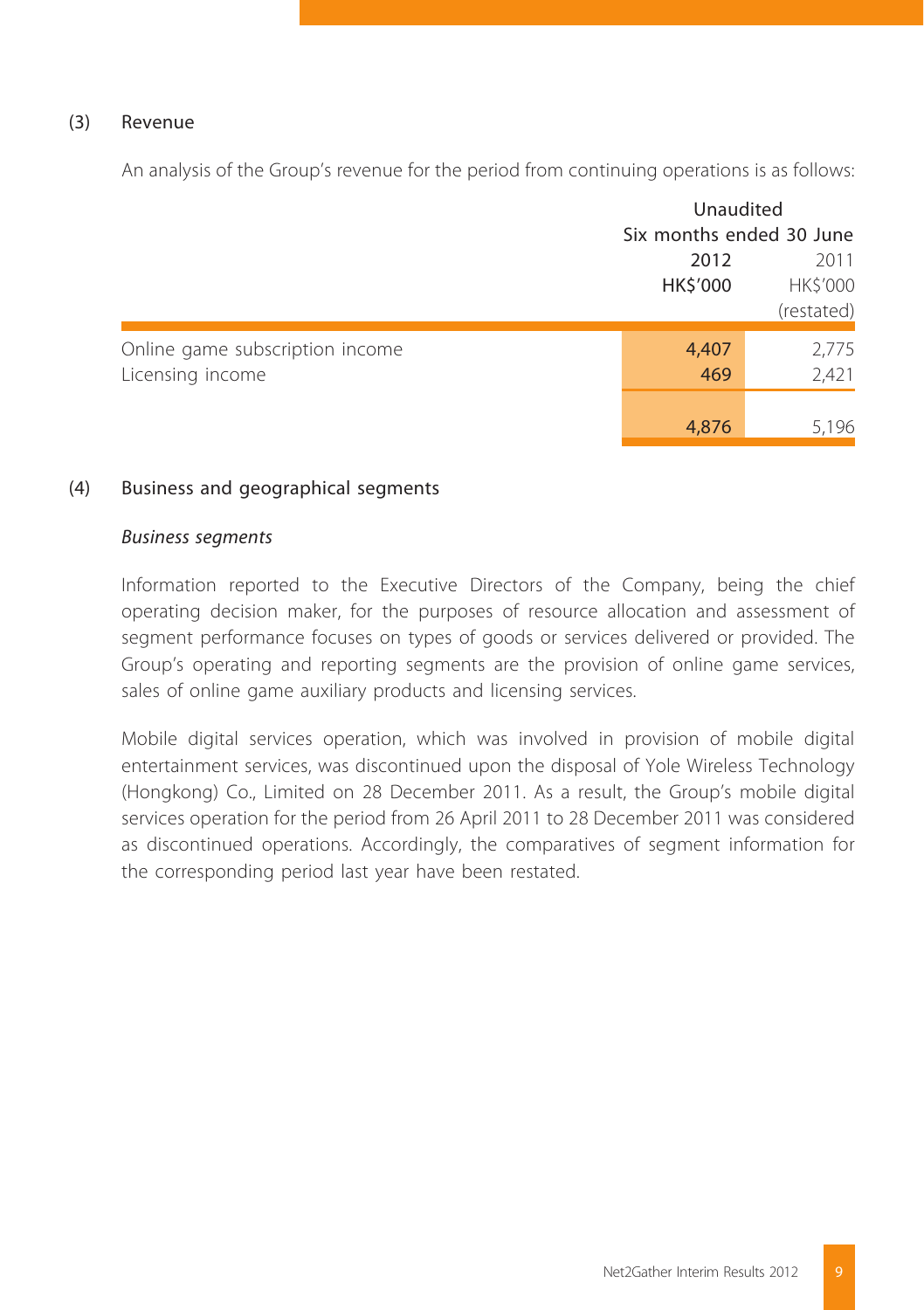## (3) Revenue

An analysis of the Group's revenue for the period from continuing operations is as follows:

| | Unaudited | |
|---|---|---|
| | Six months ended 30 June | |
| | 2012 | 2011 |
| | HK$'000 | HK$'000 (restated) |
| Online game subscription income | 4,407 | 2,775 |
| Licensing income | 469 | 2,421 |
| | 4,876 | 5,196 |

## (4) Business and geographical segments

*Business segments*

Information reported to the Executive Directors of the Company, being the chief operating decision maker, for the purposes of resource allocation and assessment of segment performance focuses on types of goods or services delivered or provided. The Group's operating and reporting segments are the provision of online game services, sales of online game auxiliary products and licensing services.

Mobile digital services operation, which was involved in provision of mobile digital entertainment services, was discontinued upon the disposal of Yole Wireless Technology (Hongkong) Co., Limited on 28 December 2011. As a result, the Group's mobile digital services operation for the period from 26 April 2011 to 28 December 2011 was considered as discontinued operations. Accordingly, the comparatives of segment information for the corresponding period last year have been restated.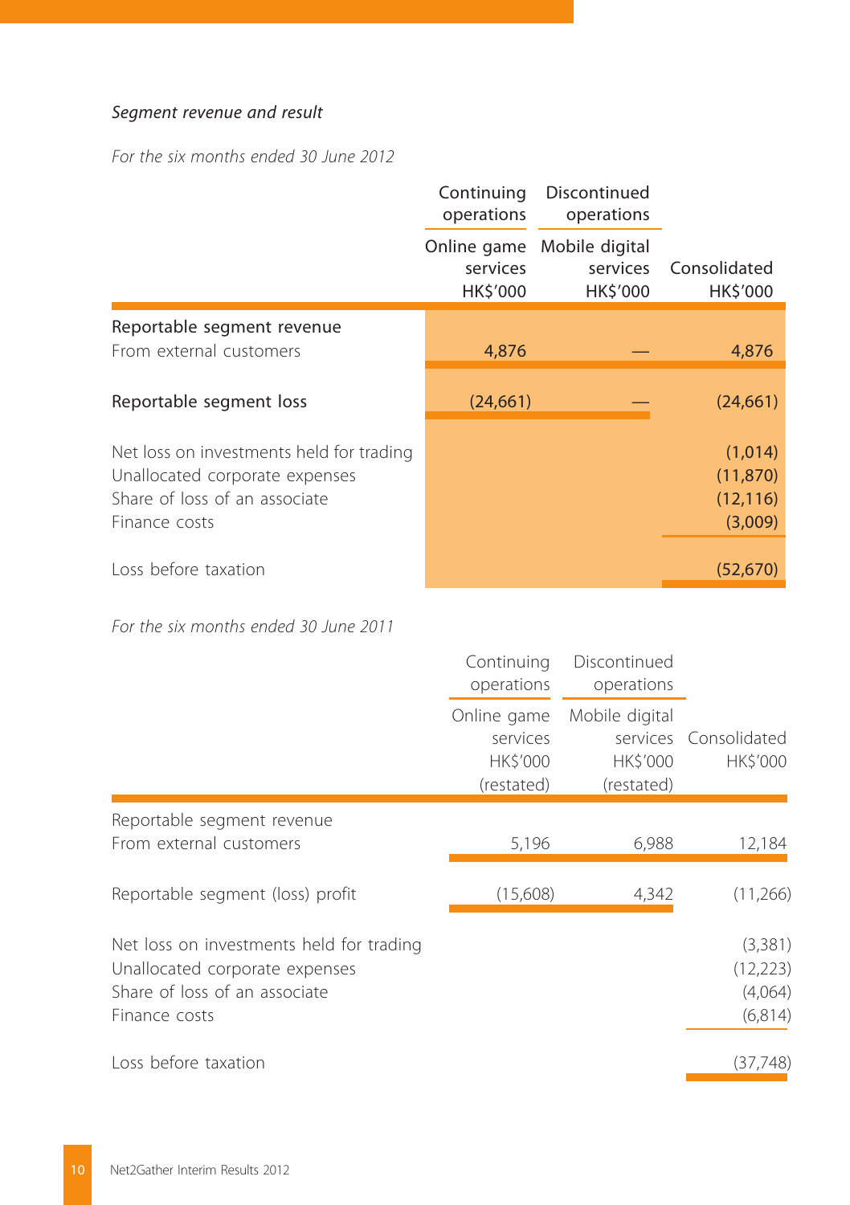*Segment revenue and result*

*For the six months ended 30 June 2012*

| | Continuing operations | Discontinued operations | |
|---|---|---|---|
| | Online game services HK$'000 | Mobile digital services HK$'000 | Consolidated HK$'000 |
| Reportable segment revenue | | | |
| From external customers | 4,876 | — | 4,876 |
| Reportable segment loss | (24,661) | — | (24,661) |
| Net loss on investments held for trading | | | (1,014) |
| Unallocated corporate expenses | | | (11,870) |
| Share of loss of an associate | | | (12,116) |
| Finance costs | | | (3,009) |
| Loss before taxation | | | (52,670) |

*For the six months ended 30 June 2011*

| | Continuing operations | Discontinued operations | |
|---|---|---|---|
| | Online game services HK$'000 (restated) | Mobile digital services HK$'000 (restated) | Consolidated HK$'000 |
| Reportable segment revenue | | | |
| From external customers | 5,196 | 6,988 | 12,184 |
| Reportable segment (loss) profit | (15,608) | 4,342 | (11,266) |
| Net loss on investments held for trading | | | (3,381) |
| Unallocated corporate expenses | | | (12,223) |
| Share of loss of an associate | | | (4,064) |
| Finance costs | | | (6,814) |
| Loss before taxation | | | (37,748) |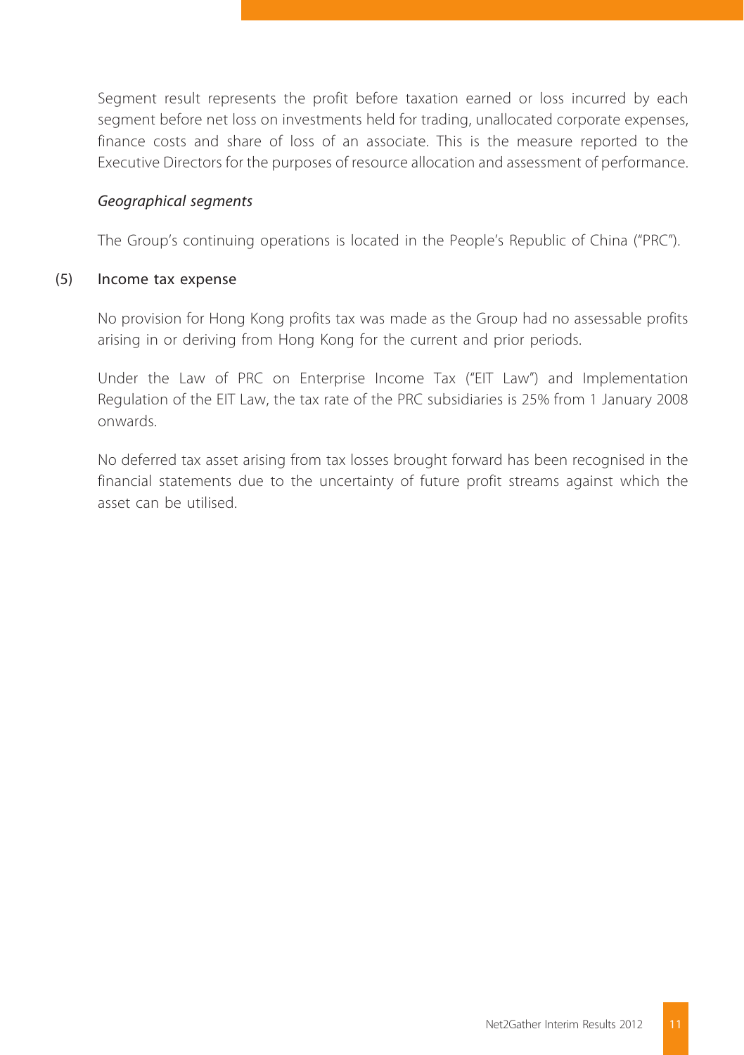Segment result represents the profit before taxation earned or loss incurred by each segment before net loss on investments held for trading, unallocated corporate expenses, finance costs and share of loss of an associate. This is the measure reported to the Executive Directors for the purposes of resource allocation and assessment of performance.

*Geographical segments*

The Group's continuing operations is located in the People's Republic of China ("PRC").

## (5) Income tax expense

No provision for Hong Kong profits tax was made as the Group had no assessable profits arising in or deriving from Hong Kong for the current and prior periods.

Under the Law of PRC on Enterprise Income Tax ("EIT Law") and Implementation Regulation of the EIT Law, the tax rate of the PRC subsidiaries is 25% from 1 January 2008 onwards.

No deferred tax asset arising from tax losses brought forward has been recognised in the financial statements due to the uncertainty of future profit streams against which the asset can be utilised.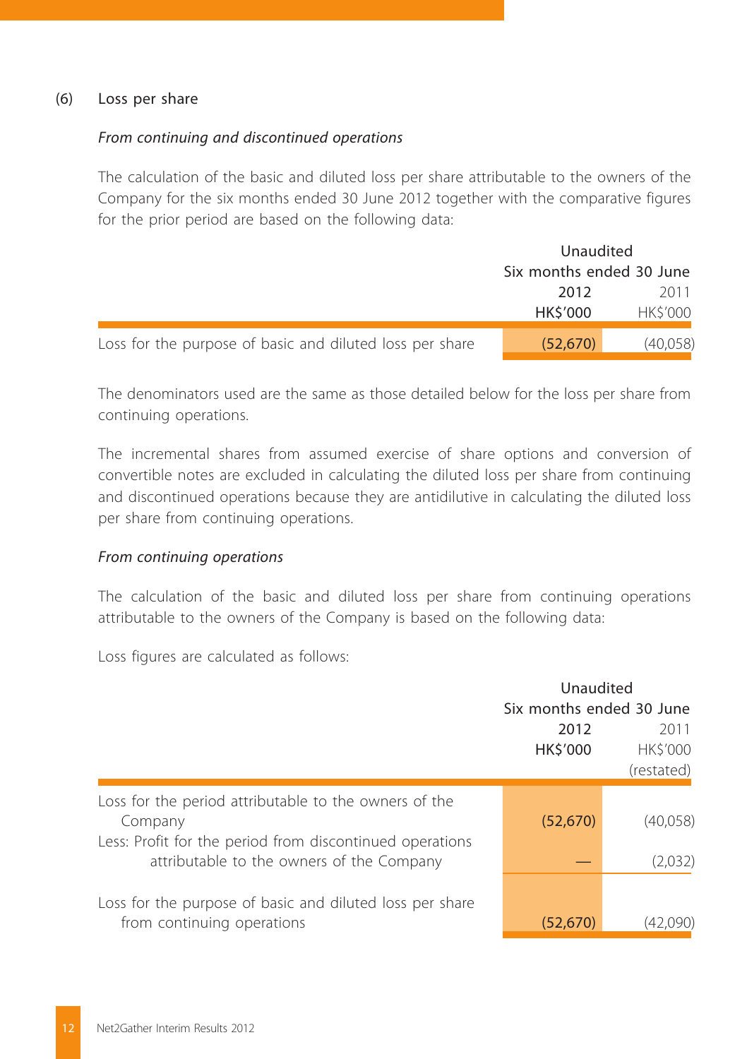(6) Loss per share

*From continuing and discontinued operations*

The calculation of the basic and diluted loss per share attributable to the owners of the Company for the six months ended 30 June 2012 together with the comparative figures for the prior period are based on the following data:

| | Unaudited | |
|---|---|---|
| | Six months ended 30 June | |
| | 2012 | 2011 |
| | HK$'000 | HK$'000 |
| Loss for the purpose of basic and diluted loss per share | (52,670) | (40,058) |

The denominators used are the same as those detailed below for the loss per share from continuing operations.

The incremental shares from assumed exercise of share options and conversion of convertible notes are excluded in calculating the diluted loss per share from continuing and discontinued operations because they are antidilutive in calculating the diluted loss per share from continuing operations.

*From continuing operations*

The calculation of the basic and diluted loss per share from continuing operations attributable to the owners of the Company is based on the following data:

Loss figures are calculated as follows:

| | Unaudited | |
|---|---|---|
| | Six months ended 30 June | |
| | 2012 | 2011 |
| | HK$'000 | HK$'000 |
| | | (restated) |
| Loss for the period attributable to the owners of the Company | (52,670) | (40,058) |
| Less: Profit for the period from discontinued operations attributable to the owners of the Company | — | (2,032) |
| Loss for the purpose of basic and diluted loss per share from continuing operations | (52,670) | (42,090) |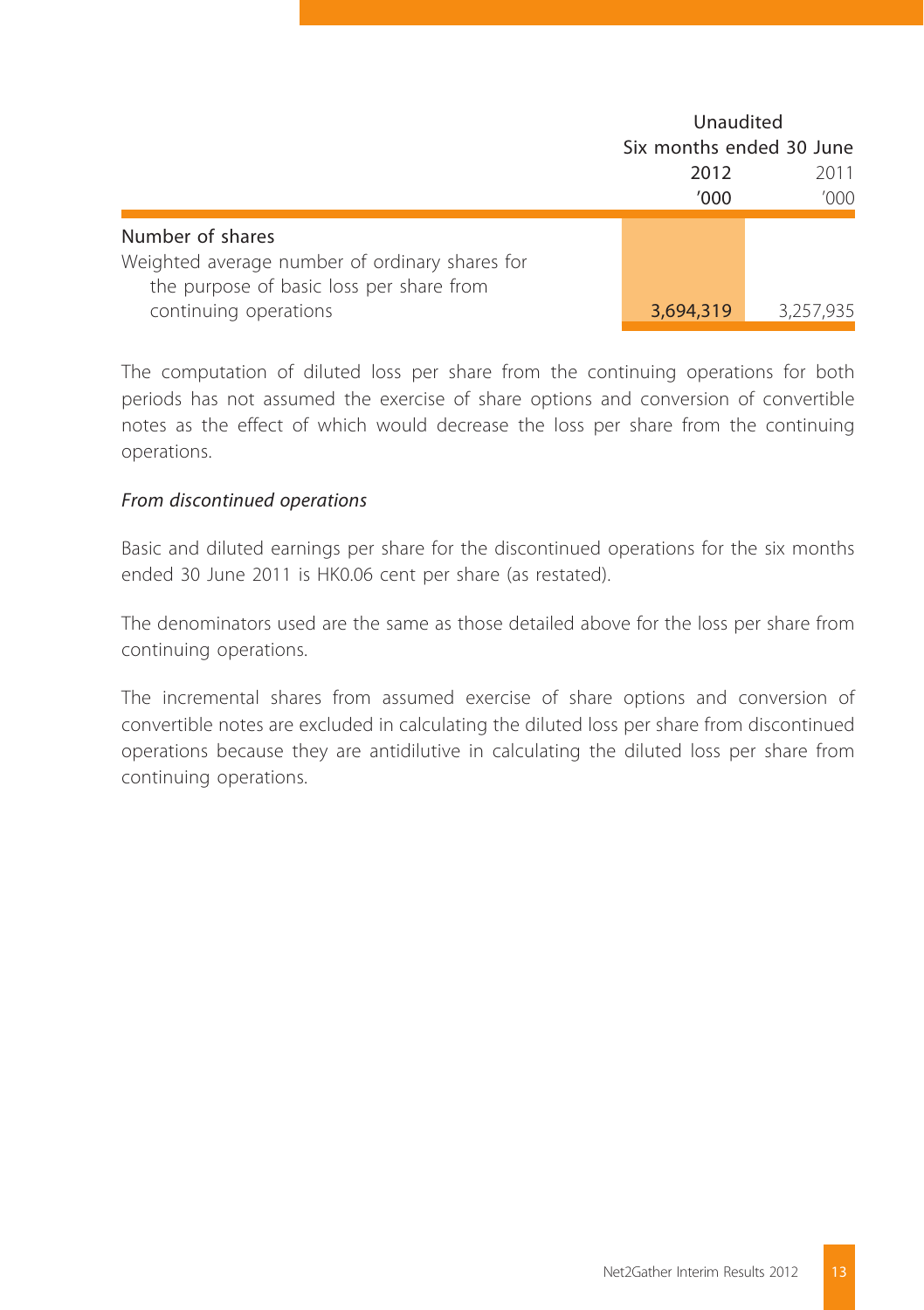| | Unaudited | |
|---|---|---|
| | Six months ended 30 June | |
| | **2012** | 2011 |
| | **'000** | '000 |
| **Number of shares** | | |
| Weighted average number of ordinary shares for the purpose of basic loss per share from continuing operations | **3,694,319** | 3,257,935 |

The computation of diluted loss per share from the continuing operations for both periods has not assumed the exercise of share options and conversion of convertible notes as the effect of which would decrease the loss per share from the continuing operations.

*From discontinued operations*

Basic and diluted earnings per share for the discontinued operations for the six months ended 30 June 2011 is HK0.06 cent per share (as restated).

The denominators used are the same as those detailed above for the loss per share from continuing operations.

The incremental shares from assumed exercise of share options and conversion of convertible notes are excluded in calculating the diluted loss per share from discontinued operations because they are antidilutive in calculating the diluted loss per share from continuing operations.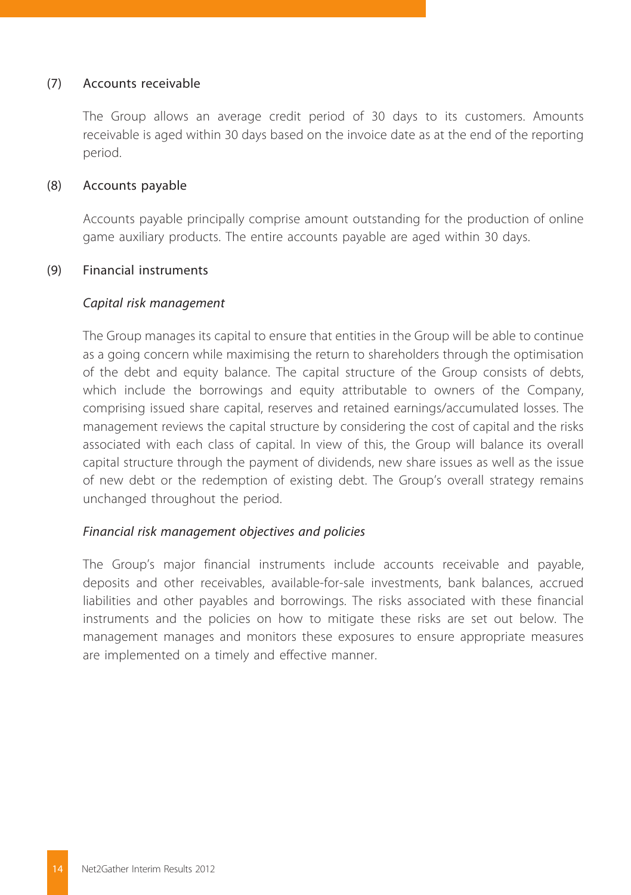## (7) Accounts receivable

The Group allows an average credit period of 30 days to its customers. Amounts receivable is aged within 30 days based on the invoice date as at the end of the reporting period.

## (8) Accounts payable

Accounts payable principally comprise amount outstanding for the production of online game auxiliary products. The entire accounts payable are aged within 30 days.

## (9) Financial instruments

*Capital risk management*

The Group manages its capital to ensure that entities in the Group will be able to continue as a going concern while maximising the return to shareholders through the optimisation of the debt and equity balance. The capital structure of the Group consists of debts, which include the borrowings and equity attributable to owners of the Company, comprising issued share capital, reserves and retained earnings/accumulated losses. The management reviews the capital structure by considering the cost of capital and the risks associated with each class of capital. In view of this, the Group will balance its overall capital structure through the payment of dividends, new share issues as well as the issue of new debt or the redemption of existing debt. The Group's overall strategy remains unchanged throughout the period.

*Financial risk management objectives and policies*

The Group's major financial instruments include accounts receivable and payable, deposits and other receivables, available-for-sale investments, bank balances, accrued liabilities and other payables and borrowings. The risks associated with these financial instruments and the policies on how to mitigate these risks are set out below. The management manages and monitors these exposures to ensure appropriate measures are implemented on a timely and effective manner.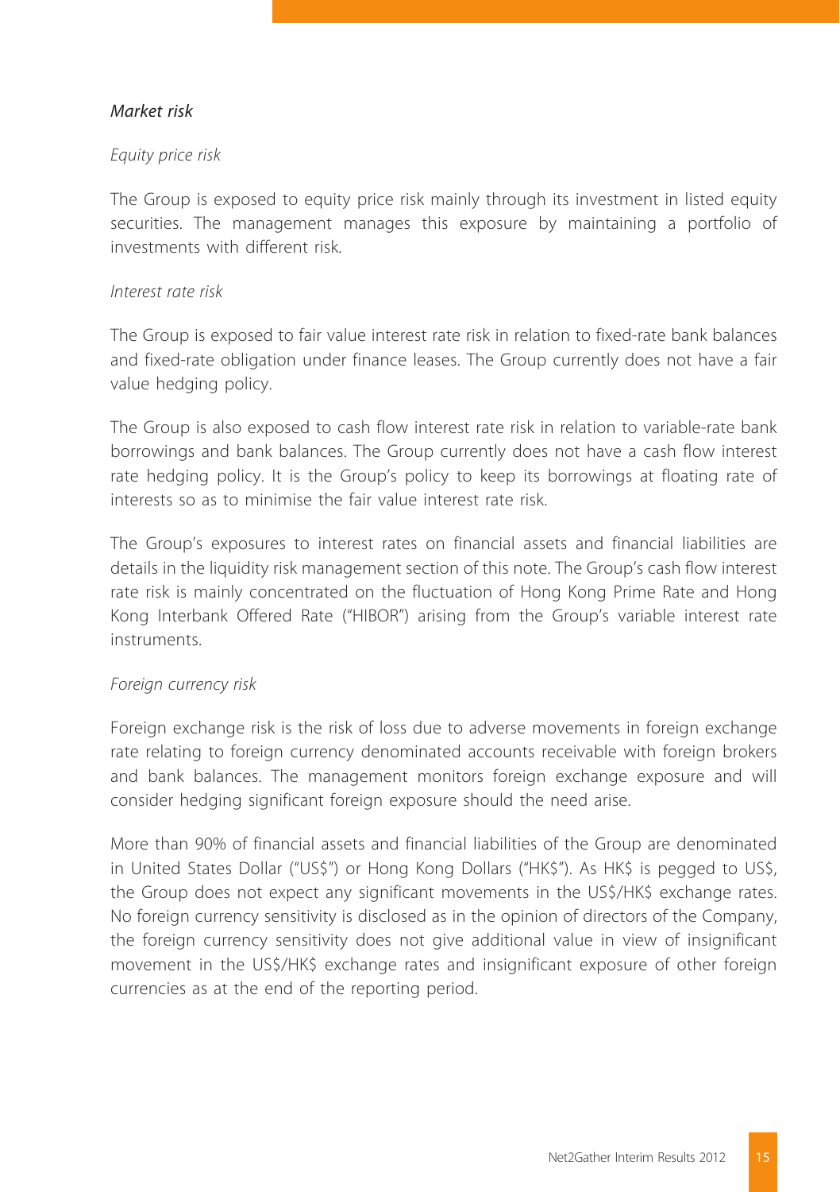*Market risk*

*Equity price risk*

The Group is exposed to equity price risk mainly through its investment in listed equity securities. The management manages this exposure by maintaining a portfolio of investments with different risk.

*Interest rate risk*

The Group is exposed to fair value interest rate risk in relation to fixed-rate bank balances and fixed-rate obligation under finance leases. The Group currently does not have a fair value hedging policy.

The Group is also exposed to cash flow interest rate risk in relation to variable-rate bank borrowings and bank balances. The Group currently does not have a cash flow interest rate hedging policy. It is the Group's policy to keep its borrowings at floating rate of interests so as to minimise the fair value interest rate risk.

The Group's exposures to interest rates on financial assets and financial liabilities are details in the liquidity risk management section of this note. The Group's cash flow interest rate risk is mainly concentrated on the fluctuation of Hong Kong Prime Rate and Hong Kong Interbank Offered Rate ("HIBOR") arising from the Group's variable interest rate instruments.

*Foreign currency risk*

Foreign exchange risk is the risk of loss due to adverse movements in foreign exchange rate relating to foreign currency denominated accounts receivable with foreign brokers and bank balances. The management monitors foreign exchange exposure and will consider hedging significant foreign exposure should the need arise.

More than 90% of financial assets and financial liabilities of the Group are denominated in United States Dollar ("US$") or Hong Kong Dollars ("HK$"). As HK$ is pegged to US$, the Group does not expect any significant movements in the US$/HK$ exchange rates. No foreign currency sensitivity is disclosed as in the opinion of directors of the Company, the foreign currency sensitivity does not give additional value in view of insignificant movement in the US$/HK$ exchange rates and insignificant exposure of other foreign currencies as at the end of the reporting period.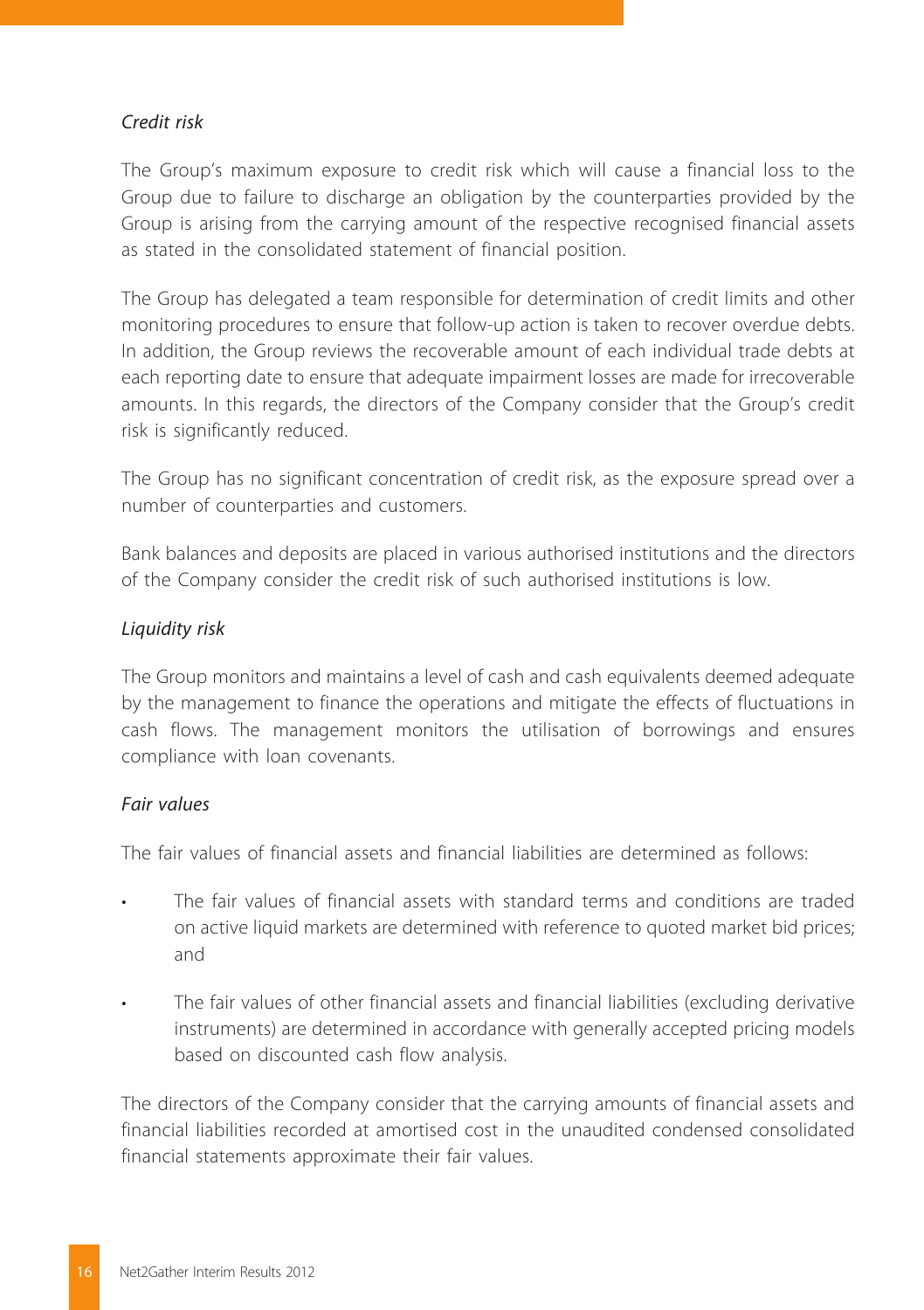*Credit risk*

The Group's maximum exposure to credit risk which will cause a financial loss to the Group due to failure to discharge an obligation by the counterparties provided by the Group is arising from the carrying amount of the respective recognised financial assets as stated in the consolidated statement of financial position.

The Group has delegated a team responsible for determination of credit limits and other monitoring procedures to ensure that follow-up action is taken to recover overdue debts. In addition, the Group reviews the recoverable amount of each individual trade debts at each reporting date to ensure that adequate impairment losses are made for irrecoverable amounts. In this regards, the directors of the Company consider that the Group's credit risk is significantly reduced.

The Group has no significant concentration of credit risk, as the exposure spread over a number of counterparties and customers.

Bank balances and deposits are placed in various authorised institutions and the directors of the Company consider the credit risk of such authorised institutions is low.

*Liquidity risk*

The Group monitors and maintains a level of cash and cash equivalents deemed adequate by the management to finance the operations and mitigate the effects of fluctuations in cash flows. The management monitors the utilisation of borrowings and ensures compliance with loan covenants.

*Fair values*

The fair values of financial assets and financial liabilities are determined as follows:

- The fair values of financial assets with standard terms and conditions are traded on active liquid markets are determined with reference to quoted market bid prices; and
- The fair values of other financial assets and financial liabilities (excluding derivative instruments) are determined in accordance with generally accepted pricing models based on discounted cash flow analysis.

The directors of the Company consider that the carrying amounts of financial assets and financial liabilities recorded at amortised cost in the unaudited condensed consolidated financial statements approximate their fair values.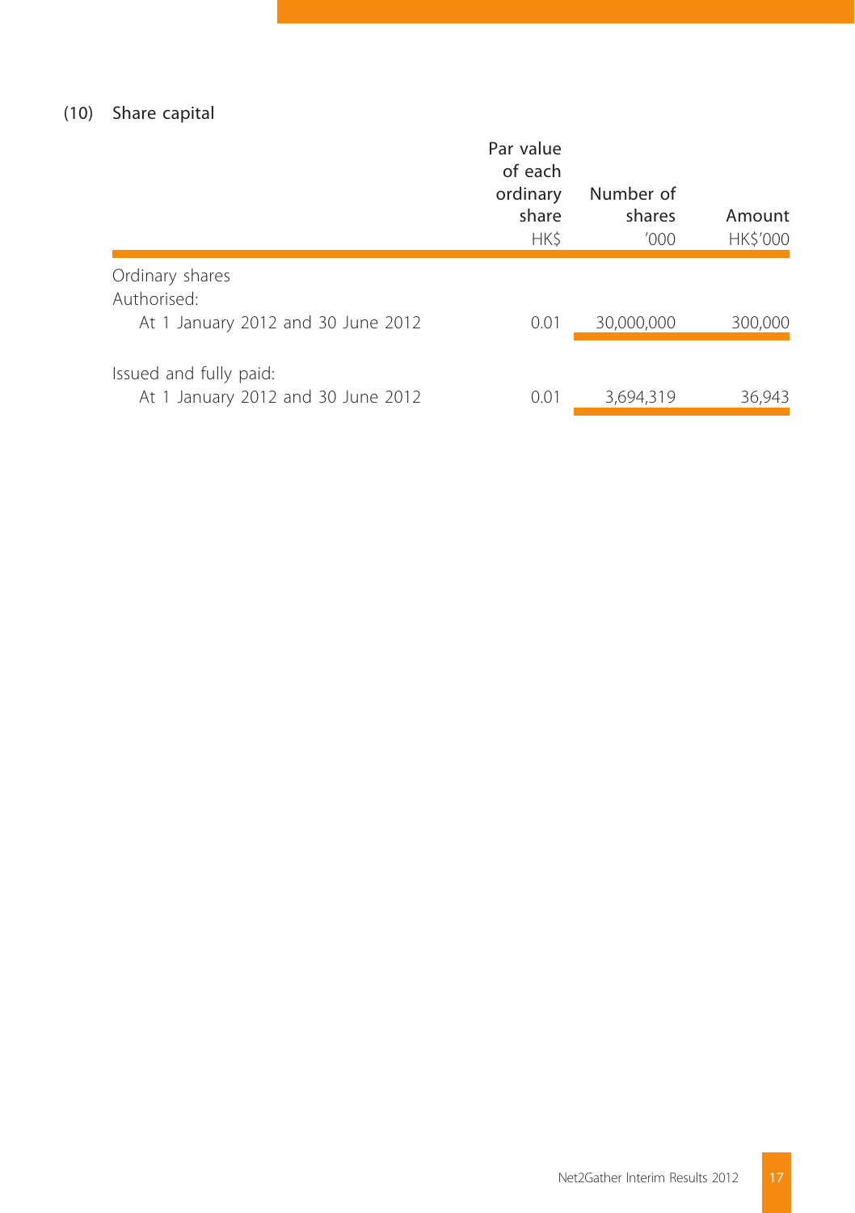(10) Share capital

| | Par value of each ordinary share HK$ | Number of shares '000 | Amount HK$'000 |
|---|---|---|---|
| Ordinary shares | | | |
| Authorised: | | | |
| At 1 January 2012 and 30 June 2012 | 0.01 | 30,000,000 | 300,000 |
| Issued and fully paid: | | | |
| At 1 January 2012 and 30 June 2012 | 0.01 | 3,694,319 | 36,943 |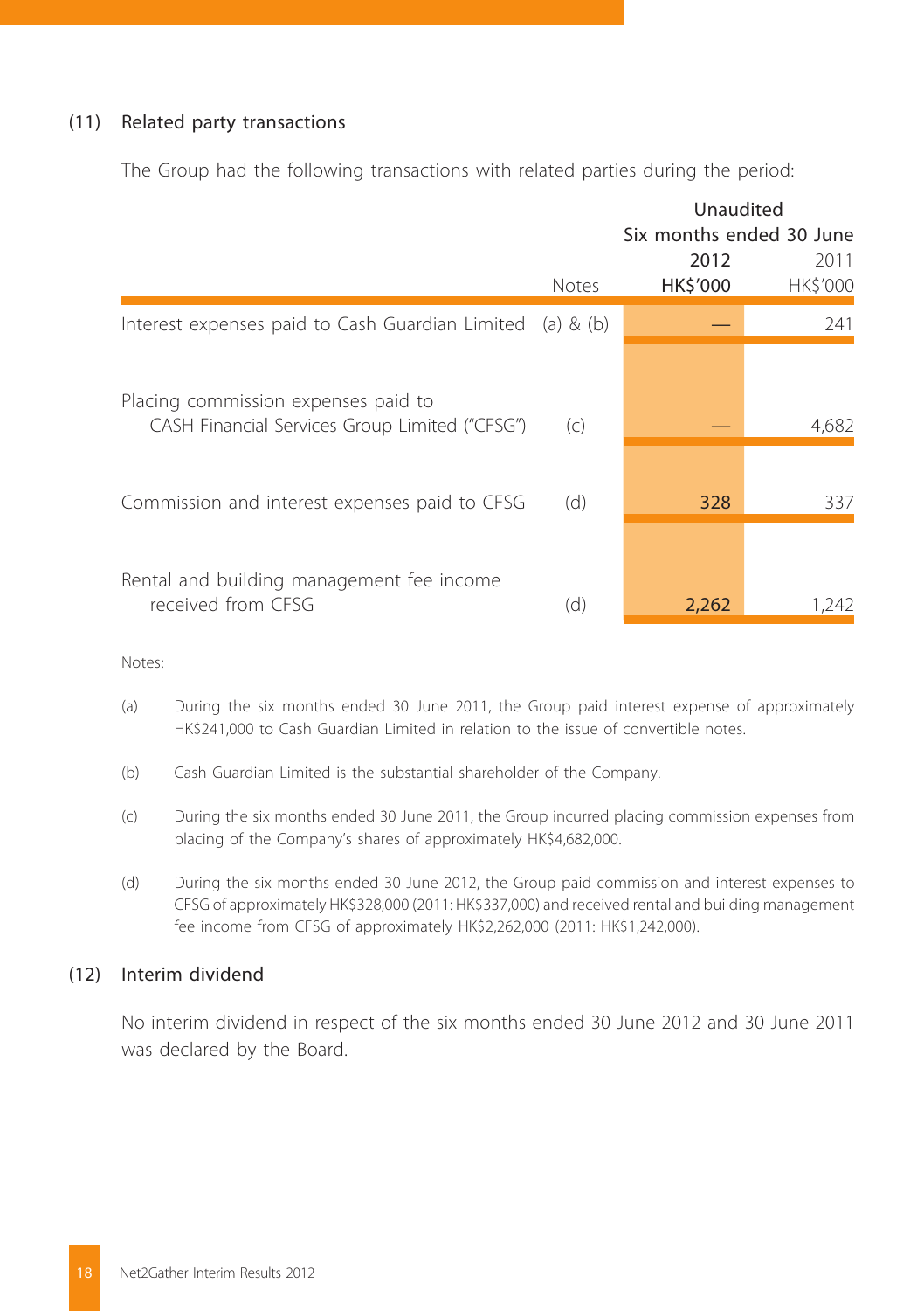## (11) Related party transactions

The Group had the following transactions with related parties during the period:

| | Notes | Unaudited Six months ended 30 June 2012 HK$'000 | 2011 HK$'000 |
|---|---|---|---|
| Interest expenses paid to Cash Guardian Limited | (a) & (b) | — | 241 |
| Placing commission expenses paid to CASH Financial Services Group Limited ("CFSG") | (c) | — | 4,682 |
| Commission and interest expenses paid to CFSG | (d) | 328 | 337 |
| Rental and building management fee income received from CFSG | (d) | 2,262 | 1,242 |

Notes:

(a) During the six months ended 30 June 2011, the Group paid interest expense of approximately HK$241,000 to Cash Guardian Limited in relation to the issue of convertible notes.

(b) Cash Guardian Limited is the substantial shareholder of the Company.

(c) During the six months ended 30 June 2011, the Group incurred placing commission expenses from placing of the Company's shares of approximately HK$4,682,000.

(d) During the six months ended 30 June 2012, the Group paid commission and interest expenses to CFSG of approximately HK$328,000 (2011: HK$337,000) and received rental and building management fee income from CFSG of approximately HK$2,262,000 (2011: HK$1,242,000).

## (12) Interim dividend

No interim dividend in respect of the six months ended 30 June 2012 and 30 June 2011 was declared by the Board.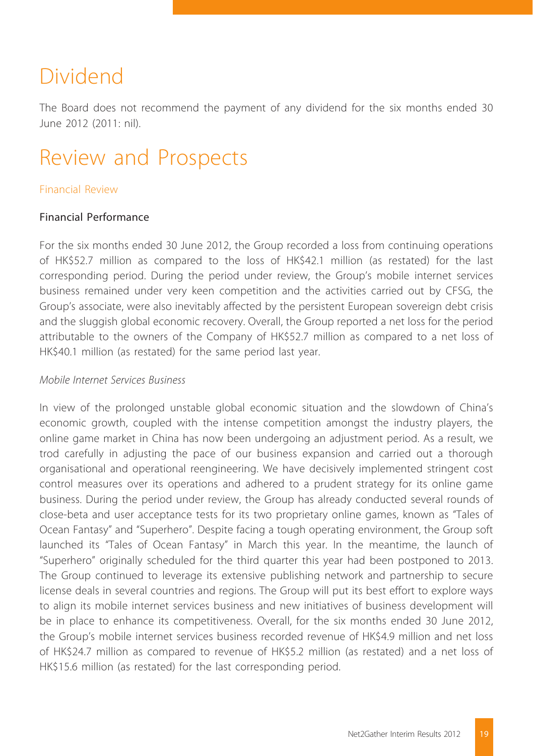# Dividend

The Board does not recommend the payment of any dividend for the six months ended 30 June 2012 (2011: nil).

# Review and Prospects

## Financial Review

### Financial Performance

For the six months ended 30 June 2012, the Group recorded a loss from continuing operations of HK$52.7 million as compared to the loss of HK$42.1 million (as restated) for the last corresponding period. During the period under review, the Group's mobile internet services business remained under very keen competition and the activities carried out by CFSG, the Group's associate, were also inevitably affected by the persistent European sovereign debt crisis and the sluggish global economic recovery. Overall, the Group reported a net loss for the period attributable to the owners of the Company of HK$52.7 million as compared to a net loss of HK$40.1 million (as restated) for the same period last year.

*Mobile Internet Services Business*

In view of the prolonged unstable global economic situation and the slowdown of China's economic growth, coupled with the intense competition amongst the industry players, the online game market in China has now been undergoing an adjustment period. As a result, we trod carefully in adjusting the pace of our business expansion and carried out a thorough organisational and operational reengineering. We have decisively implemented stringent cost control measures over its operations and adhered to a prudent strategy for its online game business. During the period under review, the Group has already conducted several rounds of close-beta and user acceptance tests for its two proprietary online games, known as "Tales of Ocean Fantasy" and "Superhero". Despite facing a tough operating environment, the Group soft launched its "Tales of Ocean Fantasy" in March this year. In the meantime, the launch of "Superhero" originally scheduled for the third quarter this year had been postponed to 2013. The Group continued to leverage its extensive publishing network and partnership to secure license deals in several countries and regions. The Group will put its best effort to explore ways to align its mobile internet services business and new initiatives of business development will be in place to enhance its competitiveness. Overall, for the six months ended 30 June 2012, the Group's mobile internet services business recorded revenue of HK$4.9 million and net loss of HK$24.7 million as compared to revenue of HK$5.2 million (as restated) and a net loss of HK$15.6 million (as restated) for the last corresponding period.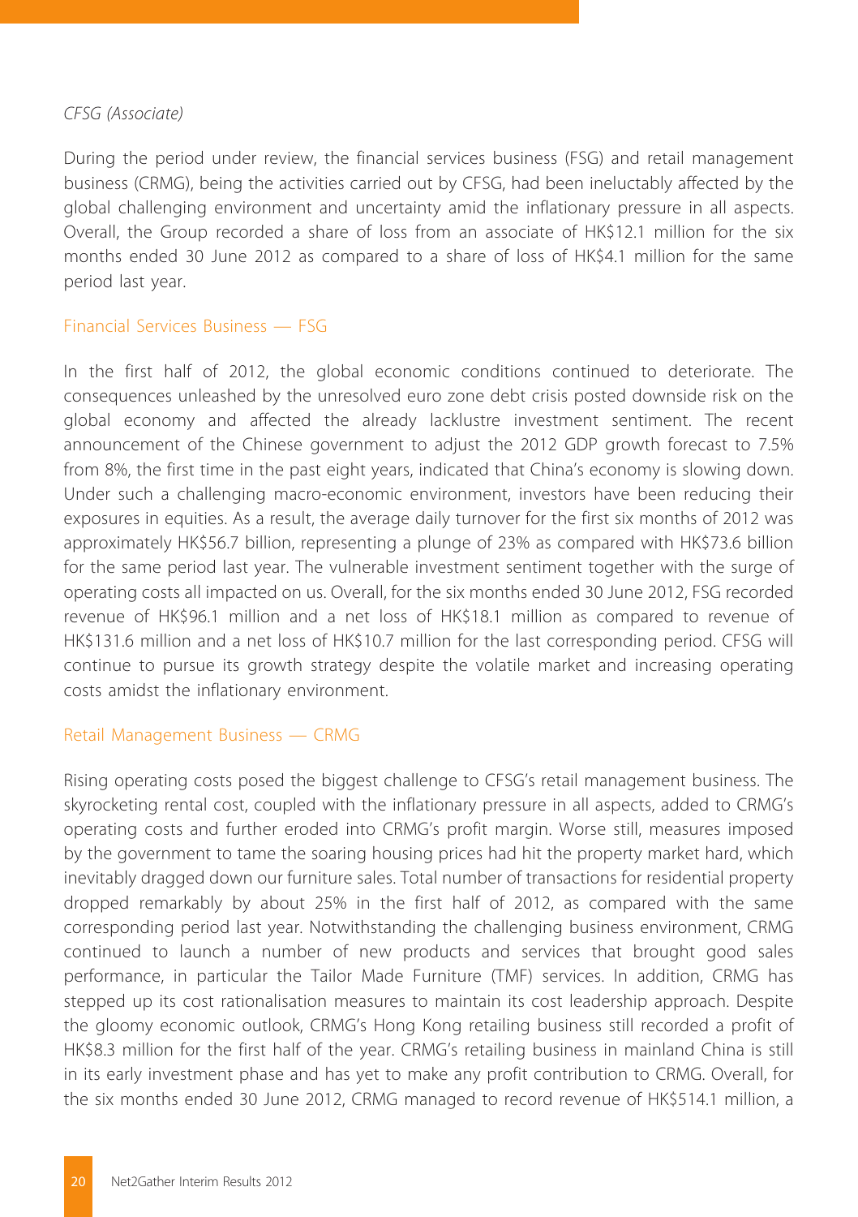*CFSG (Associate)*

During the period under review, the financial services business (FSG) and retail management business (CRMG), being the activities carried out by CFSG, had been ineluctably affected by the global challenging environment and uncertainty amid the inflationary pressure in all aspects. Overall, the Group recorded a share of loss from an associate of HK$12.1 million for the six months ended 30 June 2012 as compared to a share of loss of HK$4.1 million for the same period last year.

### Financial Services Business — FSG

In the first half of 2012, the global economic conditions continued to deteriorate. The consequences unleashed by the unresolved euro zone debt crisis posted downside risk on the global economy and affected the already lacklustre investment sentiment. The recent announcement of the Chinese government to adjust the 2012 GDP growth forecast to 7.5% from 8%, the first time in the past eight years, indicated that China's economy is slowing down. Under such a challenging macro-economic environment, investors have been reducing their exposures in equities. As a result, the average daily turnover for the first six months of 2012 was approximately HK$56.7 billion, representing a plunge of 23% as compared with HK$73.6 billion for the same period last year. The vulnerable investment sentiment together with the surge of operating costs all impacted on us. Overall, for the six months ended 30 June 2012, FSG recorded revenue of HK$96.1 million and a net loss of HK$18.1 million as compared to revenue of HK$131.6 million and a net loss of HK$10.7 million for the last corresponding period. CFSG will continue to pursue its growth strategy despite the volatile market and increasing operating costs amidst the inflationary environment.

### Retail Management Business — CRMG

Rising operating costs posed the biggest challenge to CFSG's retail management business. The skyrocketing rental cost, coupled with the inflationary pressure in all aspects, added to CRMG's operating costs and further eroded into CRMG's profit margin. Worse still, measures imposed by the government to tame the soaring housing prices had hit the property market hard, which inevitably dragged down our furniture sales. Total number of transactions for residential property dropped remarkably by about 25% in the first half of 2012, as compared with the same corresponding period last year. Notwithstanding the challenging business environment, CRMG continued to launch a number of new products and services that brought good sales performance, in particular the Tailor Made Furniture (TMF) services. In addition, CRMG has stepped up its cost rationalisation measures to maintain its cost leadership approach. Despite the gloomy economic outlook, CRMG's Hong Kong retailing business still recorded a profit of HK$8.3 million for the first half of the year. CRMG's retailing business in mainland China is still in its early investment phase and has yet to make any profit contribution to CRMG. Overall, for the six months ended 30 June 2012, CRMG managed to record revenue of HK$514.1 million, a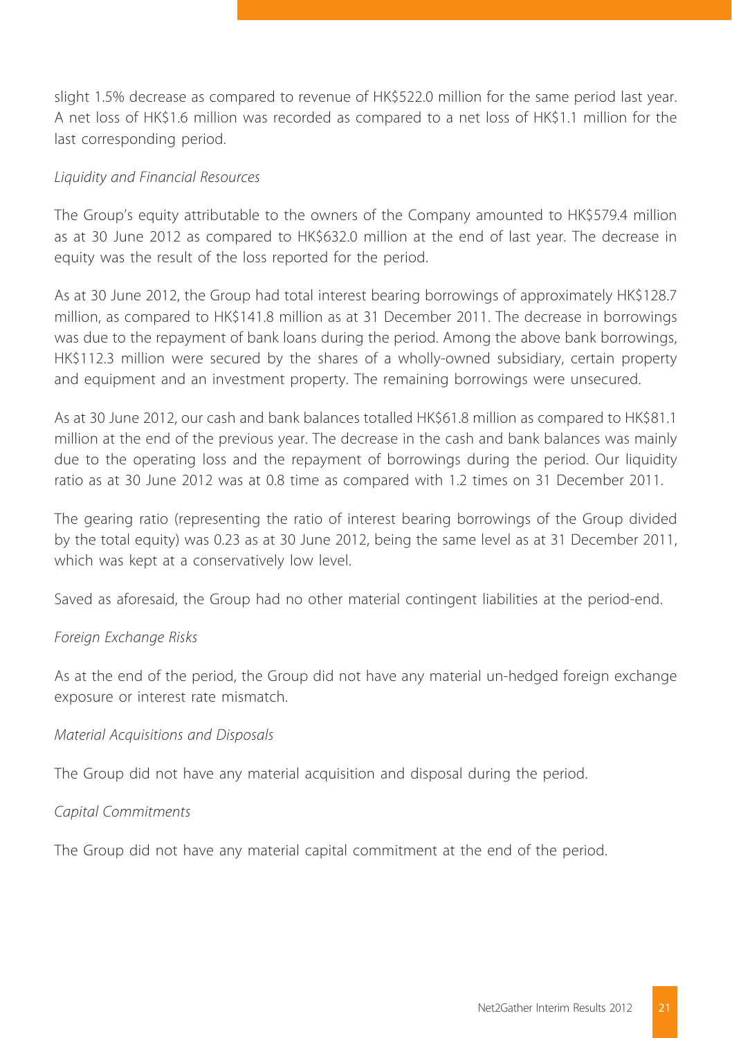slight 1.5% decrease as compared to revenue of HK$522.0 million for the same period last year. A net loss of HK$1.6 million was recorded as compared to a net loss of HK$1.1 million for the last corresponding period.

*Liquidity and Financial Resources*

The Group's equity attributable to the owners of the Company amounted to HK$579.4 million as at 30 June 2012 as compared to HK$632.0 million at the end of last year. The decrease in equity was the result of the loss reported for the period.

As at 30 June 2012, the Group had total interest bearing borrowings of approximately HK$128.7 million, as compared to HK$141.8 million as at 31 December 2011. The decrease in borrowings was due to the repayment of bank loans during the period. Among the above bank borrowings, HK$112.3 million were secured by the shares of a wholly-owned subsidiary, certain property and equipment and an investment property. The remaining borrowings were unsecured.

As at 30 June 2012, our cash and bank balances totalled HK$61.8 million as compared to HK$81.1 million at the end of the previous year. The decrease in the cash and bank balances was mainly due to the operating loss and the repayment of borrowings during the period. Our liquidity ratio as at 30 June 2012 was at 0.8 time as compared with 1.2 times on 31 December 2011.

The gearing ratio (representing the ratio of interest bearing borrowings of the Group divided by the total equity) was 0.23 as at 30 June 2012, being the same level as at 31 December 2011, which was kept at a conservatively low level.

Saved as aforesaid, the Group had no other material contingent liabilities at the period-end.

*Foreign Exchange Risks*

As at the end of the period, the Group did not have any material un-hedged foreign exchange exposure or interest rate mismatch.

*Material Acquisitions and Disposals*

The Group did not have any material acquisition and disposal during the period.

*Capital Commitments*

The Group did not have any material capital commitment at the end of the period.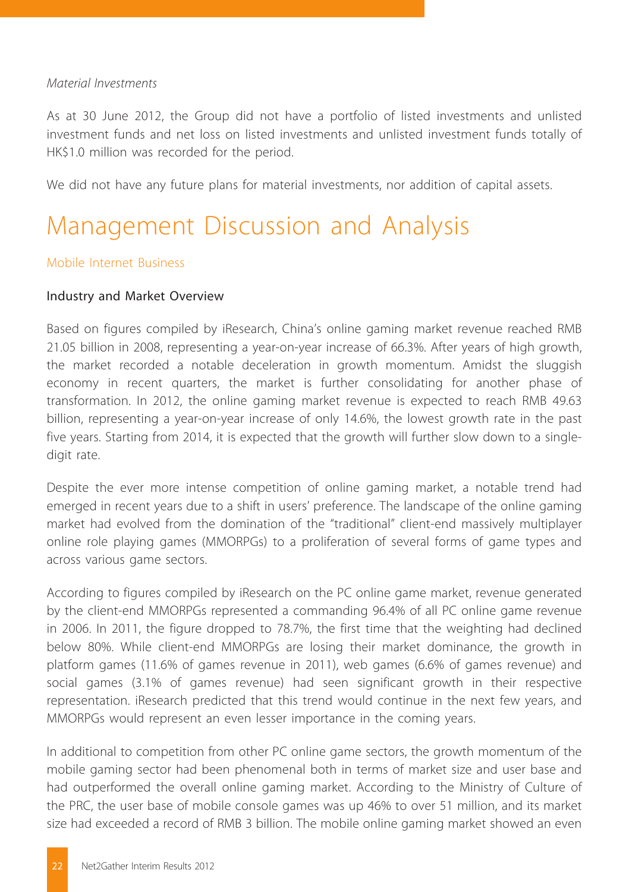*Material Investments*

As at 30 June 2012, the Group did not have a portfolio of listed investments and unlisted investment funds and net loss on listed investments and unlisted investment funds totally of HK$1.0 million was recorded for the period.

We did not have any future plans for material investments, nor addition of capital assets.

# Management Discussion and Analysis

## Mobile Internet Business

### Industry and Market Overview

Based on figures compiled by iResearch, China's online gaming market revenue reached RMB 21.05 billion in 2008, representing a year-on-year increase of 66.3%. After years of high growth, the market recorded a notable deceleration in growth momentum. Amidst the sluggish economy in recent quarters, the market is further consolidating for another phase of transformation. In 2012, the online gaming market revenue is expected to reach RMB 49.63 billion, representing a year-on-year increase of only 14.6%, the lowest growth rate in the past five years. Starting from 2014, it is expected that the growth will further slow down to a single-digit rate.

Despite the ever more intense competition of online gaming market, a notable trend had emerged in recent years due to a shift in users' preference. The landscape of the online gaming market had evolved from the domination of the "traditional" client-end massively multiplayer online role playing games (MMORPGs) to a proliferation of several forms of game types and across various game sectors.

According to figures compiled by iResearch on the PC online game market, revenue generated by the client-end MMORPGs represented a commanding 96.4% of all PC online game revenue in 2006. In 2011, the figure dropped to 78.7%, the first time that the weighting had declined below 80%. While client-end MMORPGs are losing their market dominance, the growth in platform games (11.6% of games revenue in 2011), web games (6.6% of games revenue) and social games (3.1% of games revenue) had seen significant growth in their respective representation. iResearch predicted that this trend would continue in the next few years, and MMORPGs would represent an even lesser importance in the coming years.

In additional to competition from other PC online game sectors, the growth momentum of the mobile gaming sector had been phenomenal both in terms of market size and user base and had outperformed the overall online gaming market. According to the Ministry of Culture of the PRC, the user base of mobile console games was up 46% to over 51 million, and its market size had exceeded a record of RMB 3 billion. The mobile online gaming market showed an even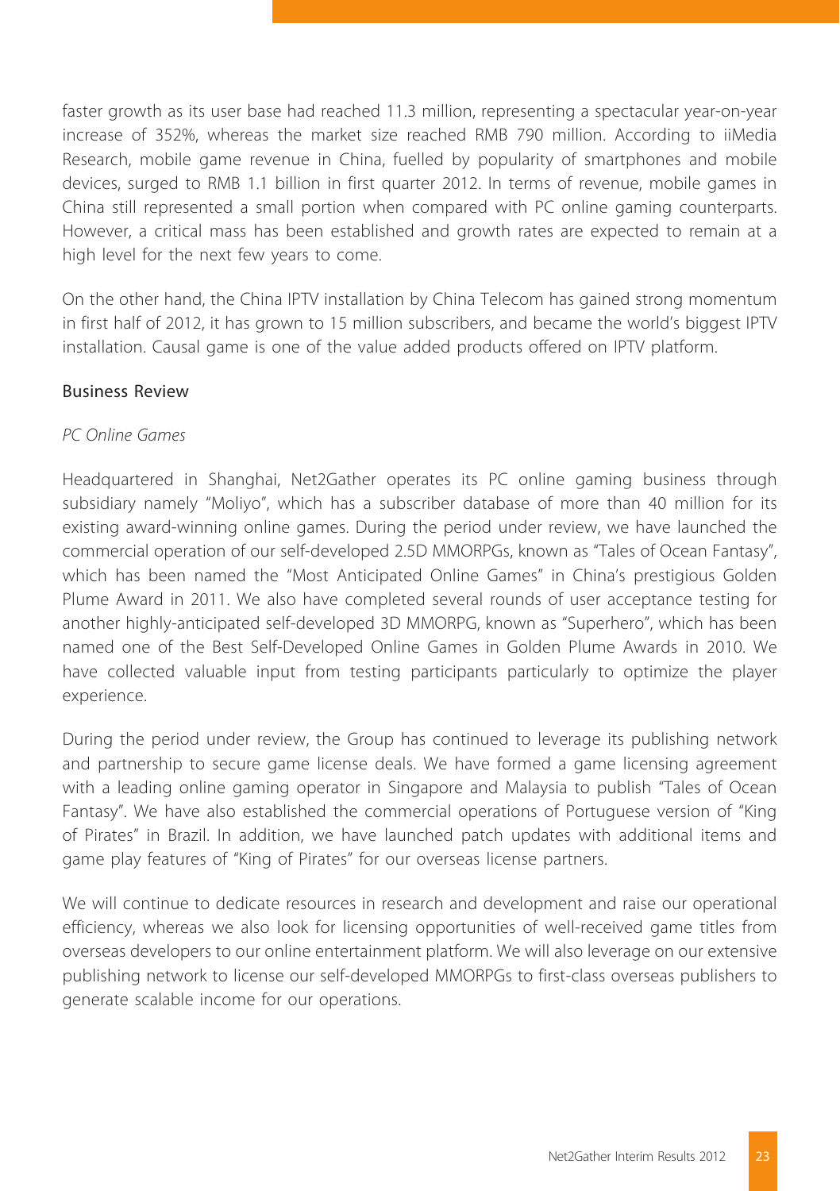faster growth as its user base had reached 11.3 million, representing a spectacular year-on-year increase of 352%, whereas the market size reached RMB 790 million. According to iiMedia Research, mobile game revenue in China, fuelled by popularity of smartphones and mobile devices, surged to RMB 1.1 billion in first quarter 2012. In terms of revenue, mobile games in China still represented a small portion when compared with PC online gaming counterparts. However, a critical mass has been established and growth rates are expected to remain at a high level for the next few years to come.

On the other hand, the China IPTV installation by China Telecom has gained strong momentum in first half of 2012, it has grown to 15 million subscribers, and became the world's biggest IPTV installation. Causal game is one of the value added products offered on IPTV platform.

## Business Review

### *PC Online Games*

Headquartered in Shanghai, Net2Gather operates its PC online gaming business through subsidiary namely "Moliyo", which has a subscriber database of more than 40 million for its existing award-winning online games. During the period under review, we have launched the commercial operation of our self-developed 2.5D MMORPGs, known as "Tales of Ocean Fantasy", which has been named the "Most Anticipated Online Games" in China's prestigious Golden Plume Award in 2011. We also have completed several rounds of user acceptance testing for another highly-anticipated self-developed 3D MMORPG, known as "Superhero", which has been named one of the Best Self-Developed Online Games in Golden Plume Awards in 2010. We have collected valuable input from testing participants particularly to optimize the player experience.

During the period under review, the Group has continued to leverage its publishing network and partnership to secure game license deals. We have formed a game licensing agreement with a leading online gaming operator in Singapore and Malaysia to publish "Tales of Ocean Fantasy". We have also established the commercial operations of Portuguese version of "King of Pirates" in Brazil. In addition, we have launched patch updates with additional items and game play features of "King of Pirates" for our overseas license partners.

We will continue to dedicate resources in research and development and raise our operational efficiency, whereas we also look for licensing opportunities of well-received game titles from overseas developers to our online entertainment platform. We will also leverage on our extensive publishing network to license our self-developed MMORPGs to first-class overseas publishers to generate scalable income for our operations.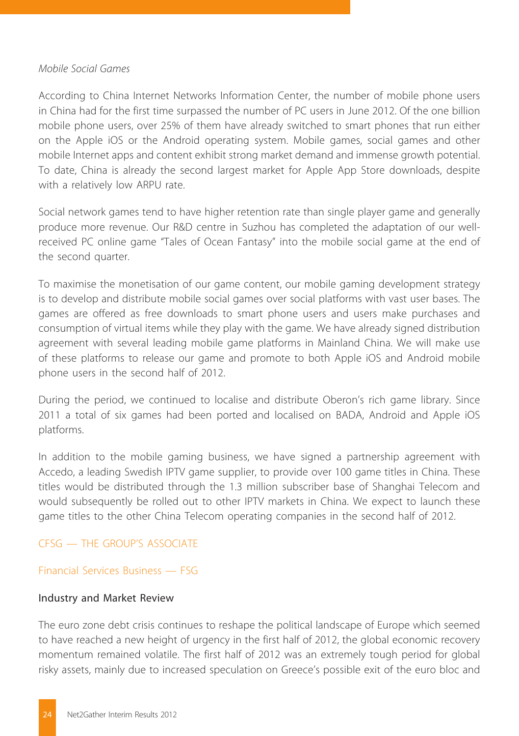*Mobile Social Games*

According to China Internet Networks Information Center, the number of mobile phone users in China had for the first time surpassed the number of PC users in June 2012. Of the one billion mobile phone users, over 25% of them have already switched to smart phones that run either on the Apple iOS or the Android operating system. Mobile games, social games and other mobile Internet apps and content exhibit strong market demand and immense growth potential. To date, China is already the second largest market for Apple App Store downloads, despite with a relatively low ARPU rate.

Social network games tend to have higher retention rate than single player game and generally produce more revenue. Our R&D centre in Suzhou has completed the adaptation of our well-received PC online game "Tales of Ocean Fantasy" into the mobile social game at the end of the second quarter.

To maximise the monetisation of our game content, our mobile gaming development strategy is to develop and distribute mobile social games over social platforms with vast user bases. The games are offered as free downloads to smart phone users and users make purchases and consumption of virtual items while they play with the game. We have already signed distribution agreement with several leading mobile game platforms in Mainland China. We will make use of these platforms to release our game and promote to both Apple iOS and Android mobile phone users in the second half of 2012.

During the period, we continued to localise and distribute Oberon's rich game library. Since 2011 a total of six games had been ported and localised on BADA, Android and Apple iOS platforms.

In addition to the mobile gaming business, we have signed a partnership agreement with Accedo, a leading Swedish IPTV game supplier, to provide over 100 game titles in China. These titles would be distributed through the 1.3 million subscriber base of Shanghai Telecom and would subsequently be rolled out to other IPTV markets in China. We expect to launch these game titles to the other China Telecom operating companies in the second half of 2012.

## CFSG — THE GROUP'S ASSOCIATE

## Financial Services Business — FSG

### Industry and Market Review

The euro zone debt crisis continues to reshape the political landscape of Europe which seemed to have reached a new height of urgency in the first half of 2012, the global economic recovery momentum remained volatile. The first half of 2012 was an extremely tough period for global risky assets, mainly due to increased speculation on Greece's possible exit of the euro bloc and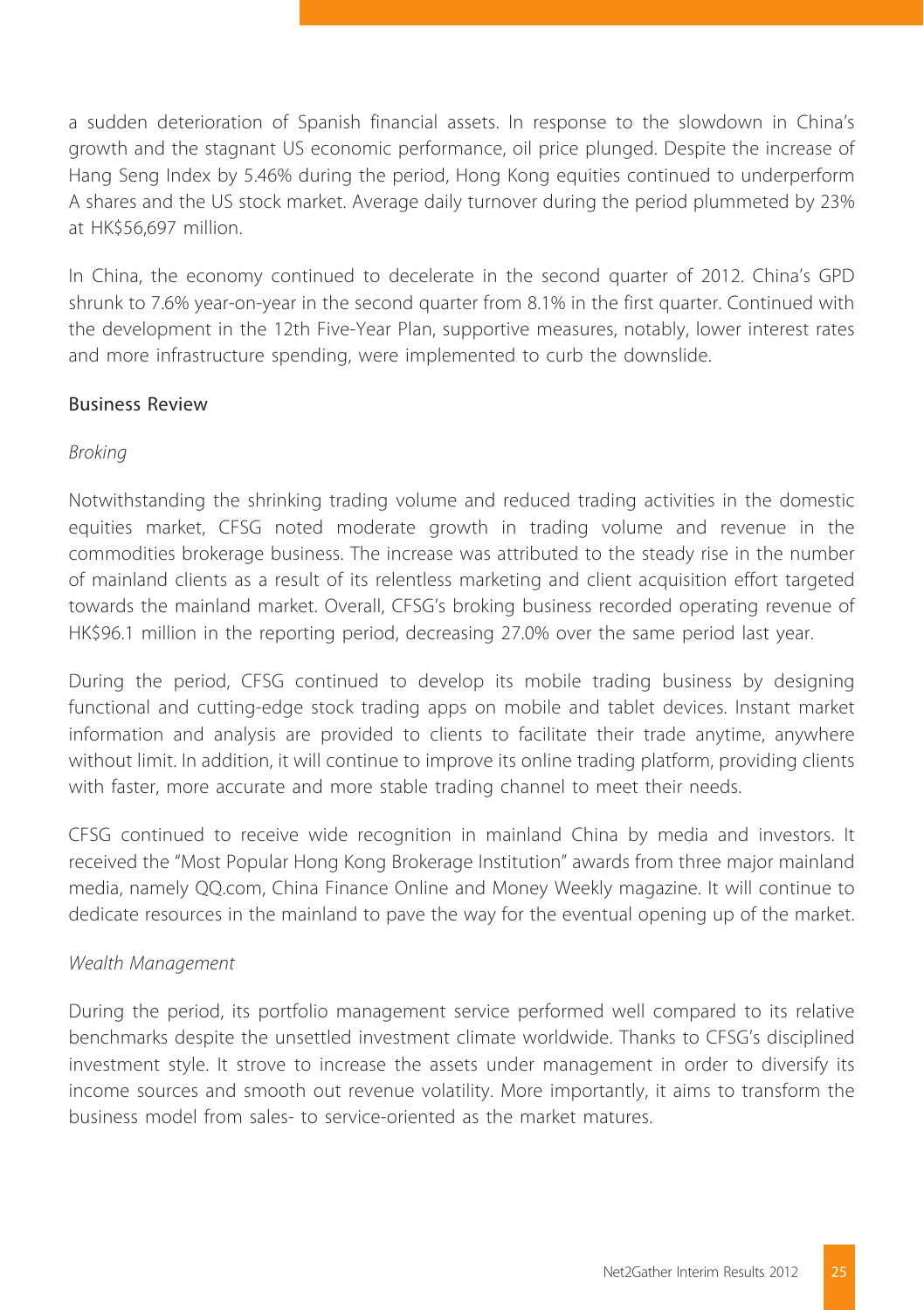a sudden deterioration of Spanish financial assets. In response to the slowdown in China's growth and the stagnant US economic performance, oil price plunged. Despite the increase of Hang Seng Index by 5.46% during the period, Hong Kong equities continued to underperform A shares and the US stock market. Average daily turnover during the period plummeted by 23% at HK$56,697 million.

In China, the economy continued to decelerate in the second quarter of 2012. China's GPD shrunk to 7.6% year-on-year in the second quarter from 8.1% in the first quarter. Continued with the development in the 12th Five-Year Plan, supportive measures, notably, lower interest rates and more infrastructure spending, were implemented to curb the downslide.

## Business Review

*Broking*

Notwithstanding the shrinking trading volume and reduced trading activities in the domestic equities market, CFSG noted moderate growth in trading volume and revenue in the commodities brokerage business. The increase was attributed to the steady rise in the number of mainland clients as a result of its relentless marketing and client acquisition effort targeted towards the mainland market. Overall, CFSG's broking business recorded operating revenue of HK$96.1 million in the reporting period, decreasing 27.0% over the same period last year.

During the period, CFSG continued to develop its mobile trading business by designing functional and cutting-edge stock trading apps on mobile and tablet devices. Instant market information and analysis are provided to clients to facilitate their trade anytime, anywhere without limit. In addition, it will continue to improve its online trading platform, providing clients with faster, more accurate and more stable trading channel to meet their needs.

CFSG continued to receive wide recognition in mainland China by media and investors. It received the "Most Popular Hong Kong Brokerage Institution" awards from three major mainland media, namely QQ.com, China Finance Online and Money Weekly magazine. It will continue to dedicate resources in the mainland to pave the way for the eventual opening up of the market.

*Wealth Management*

During the period, its portfolio management service performed well compared to its relative benchmarks despite the unsettled investment climate worldwide. Thanks to CFSG's disciplined investment style. It strove to increase the assets under management in order to diversify its income sources and smooth out revenue volatility. More importantly, it aims to transform the business model from sales- to service-oriented as the market matures.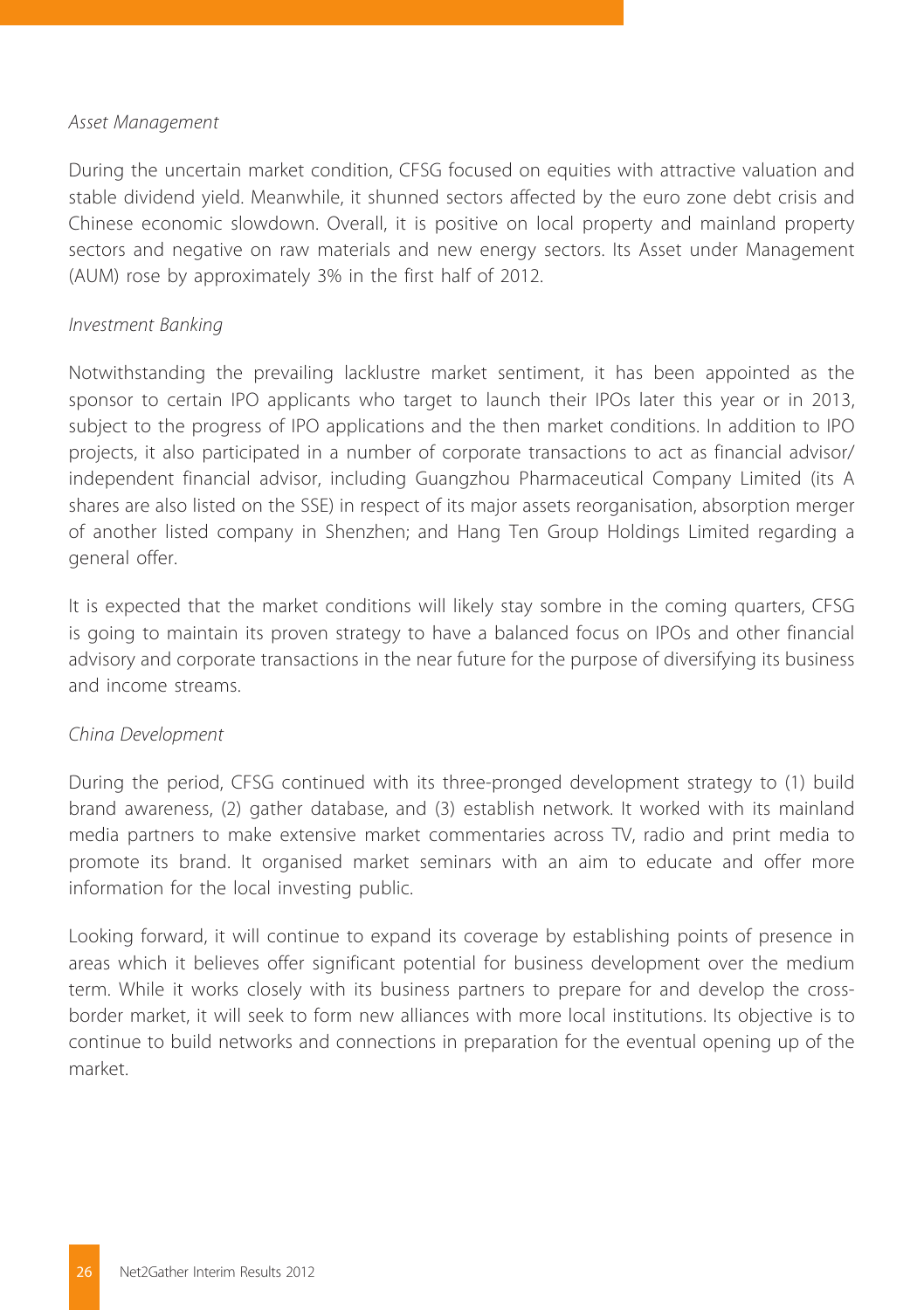*Asset Management*

During the uncertain market condition, CFSG focused on equities with attractive valuation and stable dividend yield. Meanwhile, it shunned sectors affected by the euro zone debt crisis and Chinese economic slowdown. Overall, it is positive on local property and mainland property sectors and negative on raw materials and new energy sectors. Its Asset under Management (AUM) rose by approximately 3% in the first half of 2012.

*Investment Banking*

Notwithstanding the prevailing lacklustre market sentiment, it has been appointed as the sponsor to certain IPO applicants who target to launch their IPOs later this year or in 2013, subject to the progress of IPO applications and the then market conditions. In addition to IPO projects, it also participated in a number of corporate transactions to act as financial advisor/ independent financial advisor, including Guangzhou Pharmaceutical Company Limited (its A shares are also listed on the SSE) in respect of its major assets reorganisation, absorption merger of another listed company in Shenzhen; and Hang Ten Group Holdings Limited regarding a general offer.

It is expected that the market conditions will likely stay sombre in the coming quarters, CFSG is going to maintain its proven strategy to have a balanced focus on IPOs and other financial advisory and corporate transactions in the near future for the purpose of diversifying its business and income streams.

*China Development*

During the period, CFSG continued with its three-pronged development strategy to (1) build brand awareness, (2) gather database, and (3) establish network. It worked with its mainland media partners to make extensive market commentaries across TV, radio and print media to promote its brand. It organised market seminars with an aim to educate and offer more information for the local investing public.

Looking forward, it will continue to expand its coverage by establishing points of presence in areas which it believes offer significant potential for business development over the medium term. While it works closely with its business partners to prepare for and develop the cross-border market, it will seek to form new alliances with more local institutions. Its objective is to continue to build networks and connections in preparation for the eventual opening up of the market.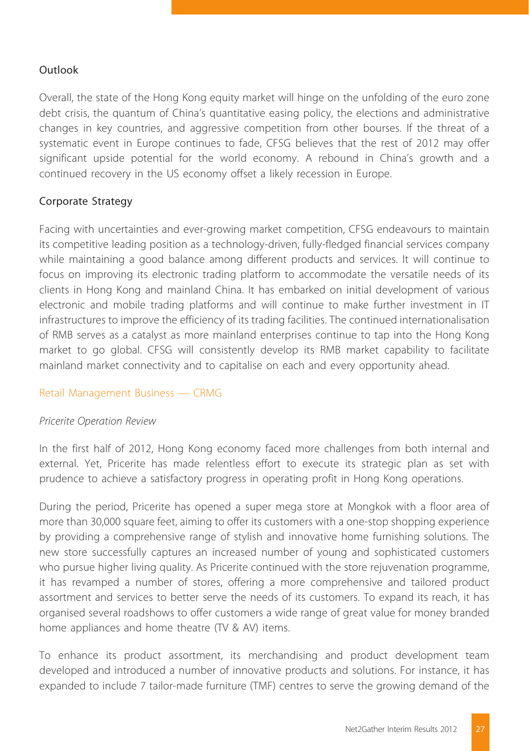### Outlook

Overall, the state of the Hong Kong equity market will hinge on the unfolding of the euro zone debt crisis, the quantum of China's quantitative easing policy, the elections and administrative changes in key countries, and aggressive competition from other bourses. If the threat of a systematic event in Europe continues to fade, CFSG believes that the rest of 2012 may offer significant upside potential for the world economy. A rebound in China's growth and a continued recovery in the US economy offset a likely recession in Europe.

### Corporate Strategy

Facing with uncertainties and ever-growing market competition, CFSG endeavours to maintain its competitive leading position as a technology-driven, fully-fledged financial services company while maintaining a good balance among different products and services. It will continue to focus on improving its electronic trading platform to accommodate the versatile needs of its clients in Hong Kong and mainland China. It has embarked on initial development of various electronic and mobile trading platforms and will continue to make further investment in IT infrastructures to improve the efficiency of its trading facilities. The continued internationalisation of RMB serves as a catalyst as more mainland enterprises continue to tap into the Hong Kong market to go global. CFSG will consistently develop its RMB market capability to facilitate mainland market connectivity and to capitalise on each and every opportunity ahead.

## Retail Management Business — CRMG

*Pricerite Operation Review*

In the first half of 2012, Hong Kong economy faced more challenges from both internal and external. Yet, Pricerite has made relentless effort to execute its strategic plan as set with prudence to achieve a satisfactory progress in operating profit in Hong Kong operations.

During the period, Pricerite has opened a super mega store at Mongkok with a floor area of more than 30,000 square feet, aiming to offer its customers with a one-stop shopping experience by providing a comprehensive range of stylish and innovative home furnishing solutions. The new store successfully captures an increased number of young and sophisticated customers who pursue higher living quality. As Pricerite continued with the store rejuvenation programme, it has revamped a number of stores, offering a more comprehensive and tailored product assortment and services to better serve the needs of its customers. To expand its reach, it has organised several roadshows to offer customers a wide range of great value for money branded home appliances and home theatre (TV & AV) items.

To enhance its product assortment, its merchandising and product development team developed and introduced a number of innovative products and solutions. For instance, it has expanded to include 7 tailor-made furniture (TMF) centres to serve the growing demand of the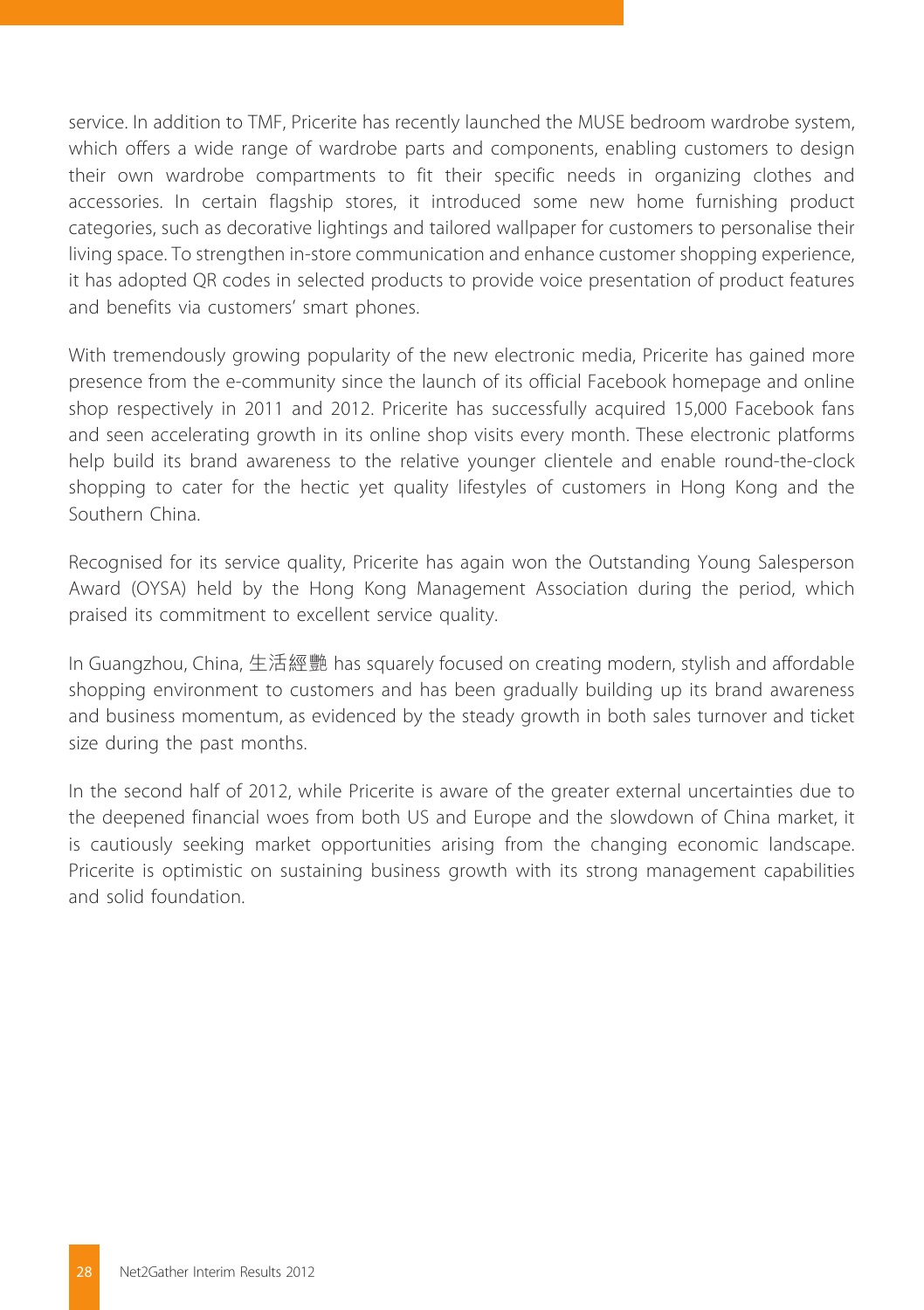service. In addition to TMF, Pricerite has recently launched the MUSE bedroom wardrobe system, which offers a wide range of wardrobe parts and components, enabling customers to design their own wardrobe compartments to fit their specific needs in organizing clothes and accessories. In certain flagship stores, it introduced some new home furnishing product categories, such as decorative lightings and tailored wallpaper for customers to personalise their living space. To strengthen in-store communication and enhance customer shopping experience, it has adopted QR codes in selected products to provide voice presentation of product features and benefits via customers' smart phones.

With tremendously growing popularity of the new electronic media, Pricerite has gained more presence from the e-community since the launch of its official Facebook homepage and online shop respectively in 2011 and 2012. Pricerite has successfully acquired 15,000 Facebook fans and seen accelerating growth in its online shop visits every month. These electronic platforms help build its brand awareness to the relative younger clientele and enable round-the-clock shopping to cater for the hectic yet quality lifestyles of customers in Hong Kong and the Southern China.

Recognised for its service quality, Pricerite has again won the Outstanding Young Salesperson Award (OYSA) held by the Hong Kong Management Association during the period, which praised its commitment to excellent service quality.

In Guangzhou, China, 生活經艷 has squarely focused on creating modern, stylish and affordable shopping environment to customers and has been gradually building up its brand awareness and business momentum, as evidenced by the steady growth in both sales turnover and ticket size during the past months.

In the second half of 2012, while Pricerite is aware of the greater external uncertainties due to the deepened financial woes from both US and Europe and the slowdown of China market, it is cautiously seeking market opportunities arising from the changing economic landscape. Pricerite is optimistic on sustaining business growth with its strong management capabilities and solid foundation.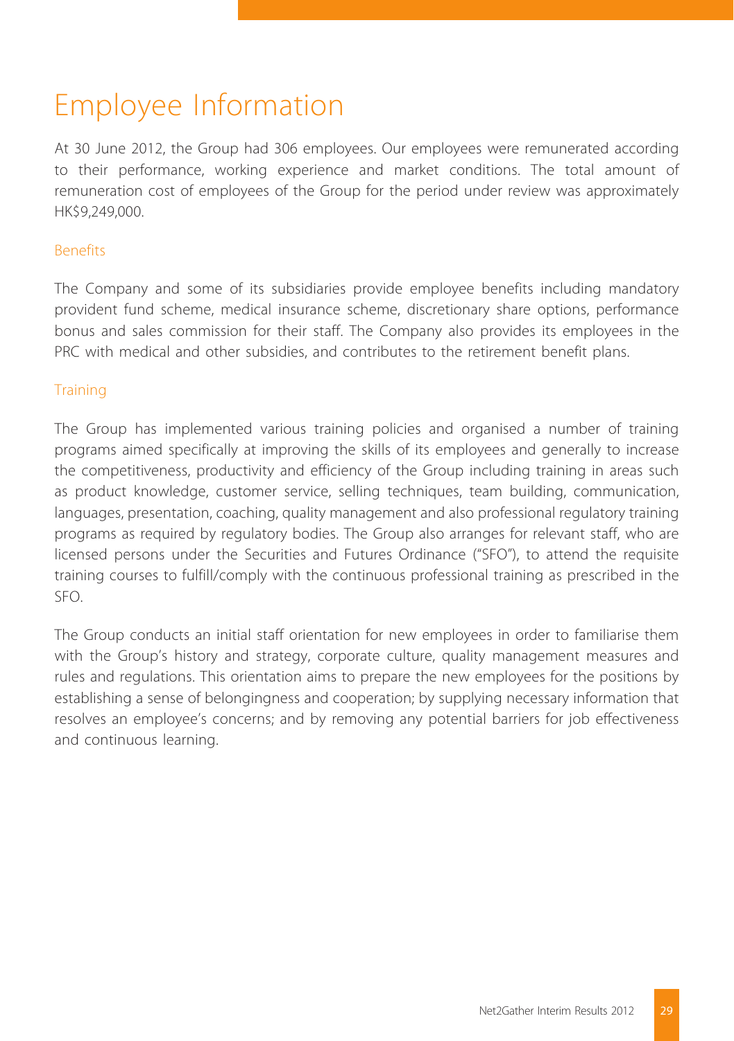# Employee Information

At 30 June 2012, the Group had 306 employees. Our employees were remunerated according to their performance, working experience and market conditions. The total amount of remuneration cost of employees of the Group for the period under review was approximately HK$9,249,000.

## Benefits

The Company and some of its subsidiaries provide employee benefits including mandatory provident fund scheme, medical insurance scheme, discretionary share options, performance bonus and sales commission for their staff. The Company also provides its employees in the PRC with medical and other subsidies, and contributes to the retirement benefit plans.

## Training

The Group has implemented various training policies and organised a number of training programs aimed specifically at improving the skills of its employees and generally to increase the competitiveness, productivity and efficiency of the Group including training in areas such as product knowledge, customer service, selling techniques, team building, communication, languages, presentation, coaching, quality management and also professional regulatory training programs as required by regulatory bodies. The Group also arranges for relevant staff, who are licensed persons under the Securities and Futures Ordinance ("SFO"), to attend the requisite training courses to fulfill/comply with the continuous professional training as prescribed in the SFO.

The Group conducts an initial staff orientation for new employees in order to familiarise them with the Group's history and strategy, corporate culture, quality management measures and rules and regulations. This orientation aims to prepare the new employees for the positions by establishing a sense of belongingness and cooperation; by supplying necessary information that resolves an employee's concerns; and by removing any potential barriers for job effectiveness and continuous learning.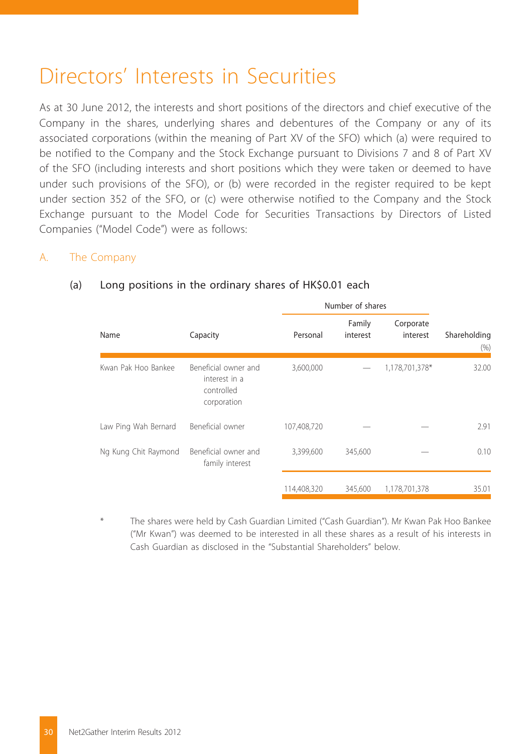# Directors' Interests in Securities

As at 30 June 2012, the interests and short positions of the directors and chief executive of the Company in the shares, underlying shares and debentures of the Company or any of its associated corporations (within the meaning of Part XV of the SFO) which (a) were required to be notified to the Company and the Stock Exchange pursuant to Divisions 7 and 8 of Part XV of the SFO (including interests and short positions which they were taken or deemed to have under such provisions of the SFO), or (b) were recorded in the register required to be kept under section 352 of the SFO, or (c) were otherwise notified to the Company and the Stock Exchange pursuant to the Model Code for Securities Transactions by Directors of Listed Companies ("Model Code") were as follows:

## A. The Company

### (a) Long positions in the ordinary shares of HK$0.01 each

| Name | Capacity | Number of shares | | | Shareholding |
|---|---|---|---|---|---|
| | | Personal | Family interest | Corporate interest | (%) |
| Kwan Pak Hoo Bankee | Beneficial owner and interest in a controlled corporation | 3,600,000 | — | 1,178,701,378* | 32.00 |
| Law Ping Wah Bernard | Beneficial owner | 107,408,720 | — | — | 2.91 |
| Ng Kung Chit Raymond | Beneficial owner and family interest | 3,399,600 | 345,600 | — | 0.10 |
| | | 114,408,320 | 345,600 | 1,178,701,378 | 35.01 |

\* The shares were held by Cash Guardian Limited ("Cash Guardian"). Mr Kwan Pak Hoo Bankee ("Mr Kwan") was deemed to be interested in all these shares as a result of his interests in Cash Guardian as disclosed in the "Substantial Shareholders" below.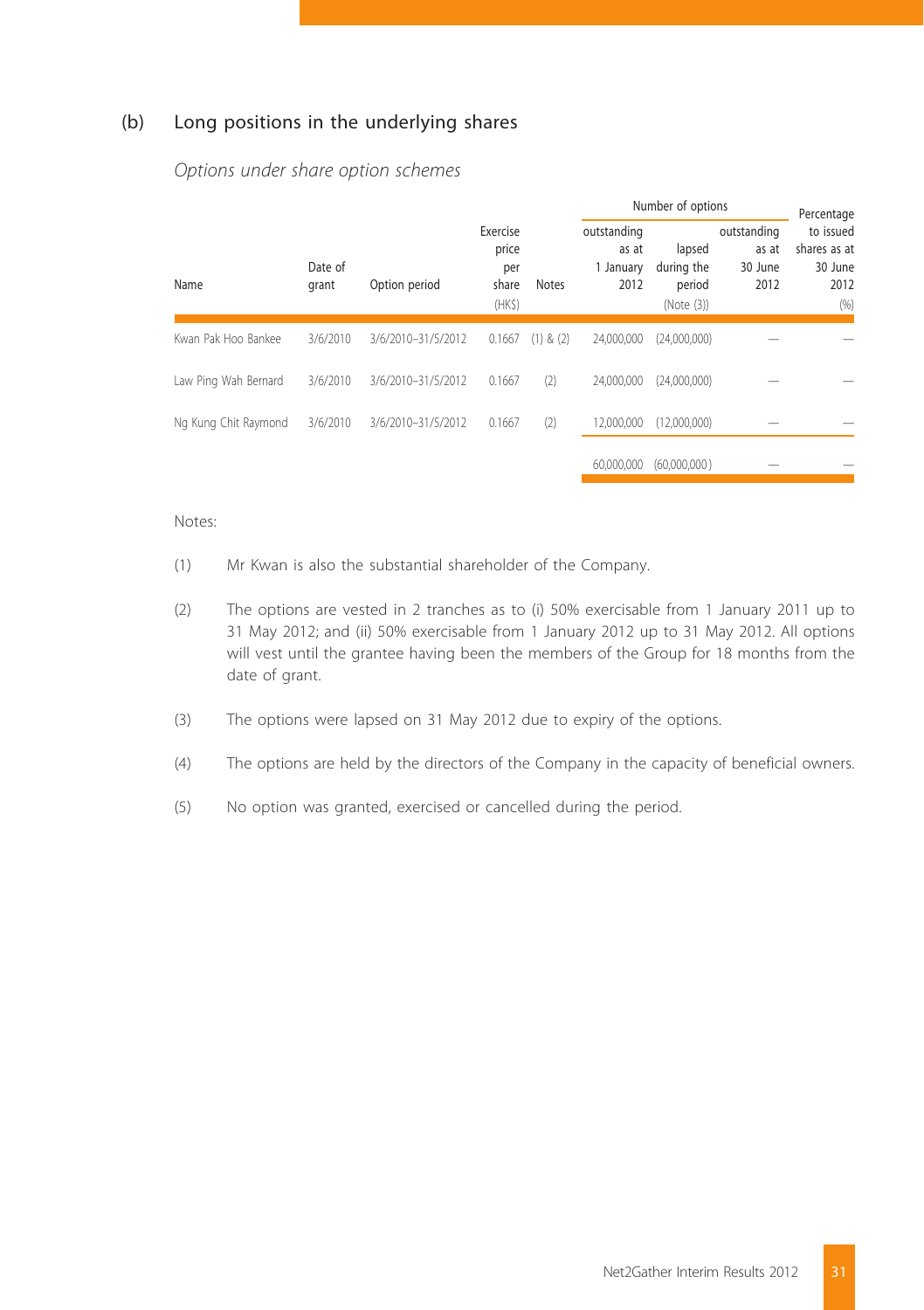## (b) Long positions in the underlying shares

*Options under share option schemes*

| Name | Date of grant | Option period | Exercise price per share (HK$) | Notes | Number of options: outstanding as at 1 January 2012 | lapsed during the period (Note (3)) | outstanding as at 30 June 2012 | Percentage to issued shares as at 30 June 2012 (%) |
|---|---|---|---|---|---|---|---|---|
| Kwan Pak Hoo Bankee | 3/6/2010 | 3/6/2010–31/5/2012 | 0.1667 | (1) & (2) | 24,000,000 | (24,000,000) | — | — |
| Law Ping Wah Bernard | 3/6/2010 | 3/6/2010–31/5/2012 | 0.1667 | (2) | 24,000,000 | (24,000,000) | — | — |
| Ng Kung Chit Raymond | 3/6/2010 | 3/6/2010–31/5/2012 | 0.1667 | (2) | 12,000,000 | (12,000,000) | — | — |
| | | | | | 60,000,000 | (60,000,000) | — | — |

Notes:

(1) Mr Kwan is also the substantial shareholder of the Company.

(2) The options are vested in 2 tranches as to (i) 50% exercisable from 1 January 2011 up to 31 May 2012; and (ii) 50% exercisable from 1 January 2012 up to 31 May 2012. All options will vest until the grantee having been the members of the Group for 18 months from the date of grant.

(3) The options were lapsed on 31 May 2012 due to expiry of the options.

(4) The options are held by the directors of the Company in the capacity of beneficial owners.

(5) No option was granted, exercised or cancelled during the period.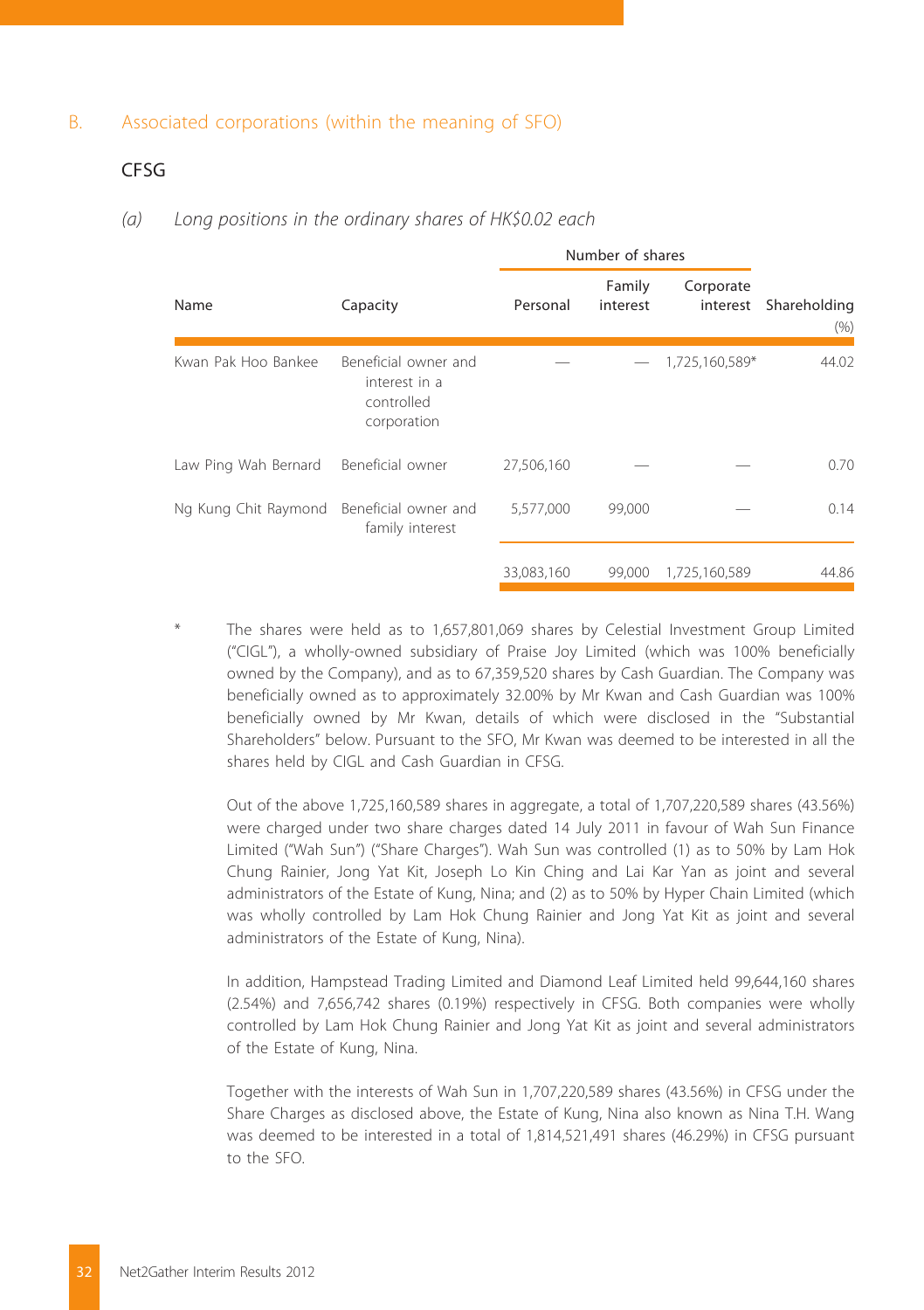## B. Associated corporations (within the meaning of SFO)

### CFSG

*(a) Long positions in the ordinary shares of HK$0.02 each*

| Name | Capacity | Number of shares | | | Shareholding |
|---|---|---|---|---|---|
| | | Personal | Family interest | Corporate interest | (%) |
| Kwan Pak Hoo Bankee | Beneficial owner and interest in a controlled corporation | — | — | 1,725,160,589* | 44.02 |
| Law Ping Wah Bernard | Beneficial owner | 27,506,160 | — | — | 0.70 |
| Ng Kung Chit Raymond | Beneficial owner and family interest | 5,577,000 | 99,000 | — | 0.14 |
| | | 33,083,160 | 99,000 | 1,725,160,589 | 44.86 |

\* The shares were held as to 1,657,801,069 shares by Celestial Investment Group Limited ("CIGL"), a wholly-owned subsidiary of Praise Joy Limited (which was 100% beneficially owned by the Company), and as to 67,359,520 shares by Cash Guardian. The Company was beneficially owned as to approximately 32.00% by Mr Kwan and Cash Guardian was 100% beneficially owned by Mr Kwan, details of which were disclosed in the "Substantial Shareholders" below. Pursuant to the SFO, Mr Kwan was deemed to be interested in all the shares held by CIGL and Cash Guardian in CFSG.

Out of the above 1,725,160,589 shares in aggregate, a total of 1,707,220,589 shares (43.56%) were charged under two share charges dated 14 July 2011 in favour of Wah Sun Finance Limited ("Wah Sun") ("Share Charges"). Wah Sun was controlled (1) as to 50% by Lam Hok Chung Rainier, Jong Yat Kit, Joseph Lo Kin Ching and Lai Kar Yan as joint and several administrators of the Estate of Kung, Nina; and (2) as to 50% by Hyper Chain Limited (which was wholly controlled by Lam Hok Chung Rainier and Jong Yat Kit as joint and several administrators of the Estate of Kung, Nina).

In addition, Hampstead Trading Limited and Diamond Leaf Limited held 99,644,160 shares (2.54%) and 7,656,742 shares (0.19%) respectively in CFSG. Both companies were wholly controlled by Lam Hok Chung Rainier and Jong Yat Kit as joint and several administrators of the Estate of Kung, Nina.

Together with the interests of Wah Sun in 1,707,220,589 shares (43.56%) in CFSG under the Share Charges as disclosed above, the Estate of Kung, Nina also known as Nina T.H. Wang was deemed to be interested in a total of 1,814,521,491 shares (46.29%) in CFSG pursuant to the SFO.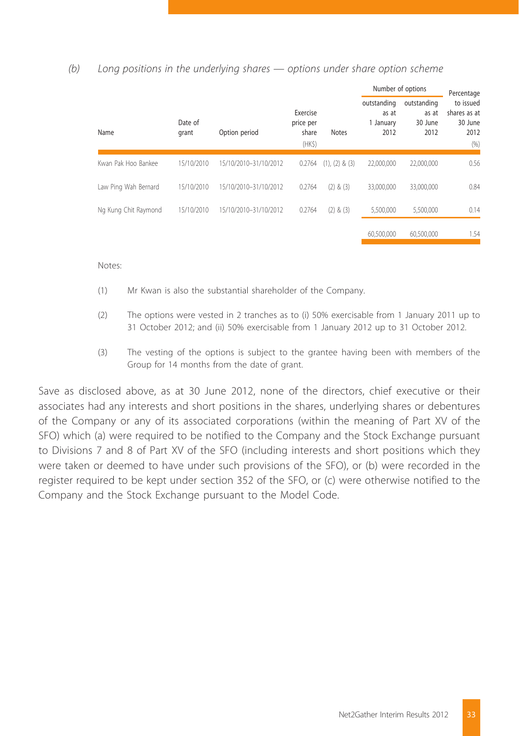*(b) Long positions in the underlying shares — options under share option scheme*

| Name | Date of grant | Option period | Exercise price per share (HK$) | Notes | Number of options outstanding as at 1 January 2012 | Number of options outstanding as at 30 June 2012 | Percentage to issued shares as at 30 June 2012 (%) |
|---|---|---|---|---|---|---|---|
| Kwan Pak Hoo Bankee | 15/10/2010 | 15/10/2010–31/10/2012 | 0.2764 | (1), (2) & (3) | 22,000,000 | 22,000,000 | 0.56 |
| Law Ping Wah Bernard | 15/10/2010 | 15/10/2010–31/10/2012 | 0.2764 | (2) & (3) | 33,000,000 | 33,000,000 | 0.84 |
| Ng Kung Chit Raymond | 15/10/2010 | 15/10/2010–31/10/2012 | 0.2764 | (2) & (3) | 5,500,000 | 5,500,000 | 0.14 |
| | | | | | 60,500,000 | 60,500,000 | 1.54 |

Notes:

(1) Mr Kwan is also the substantial shareholder of the Company.

(2) The options were vested in 2 tranches as to (i) 50% exercisable from 1 January 2011 up to 31 October 2012; and (ii) 50% exercisable from 1 January 2012 up to 31 October 2012.

(3) The vesting of the options is subject to the grantee having been with members of the Group for 14 months from the date of grant.

Save as disclosed above, as at 30 June 2012, none of the directors, chief executive or their associates had any interests and short positions in the shares, underlying shares or debentures of the Company or any of its associated corporations (within the meaning of Part XV of the SFO) which (a) were required to be notified to the Company and the Stock Exchange pursuant to Divisions 7 and 8 of Part XV of the SFO (including interests and short positions which they were taken or deemed to have under such provisions of the SFO), or (b) were recorded in the register required to be kept under section 352 of the SFO, or (c) were otherwise notified to the Company and the Stock Exchange pursuant to the Model Code.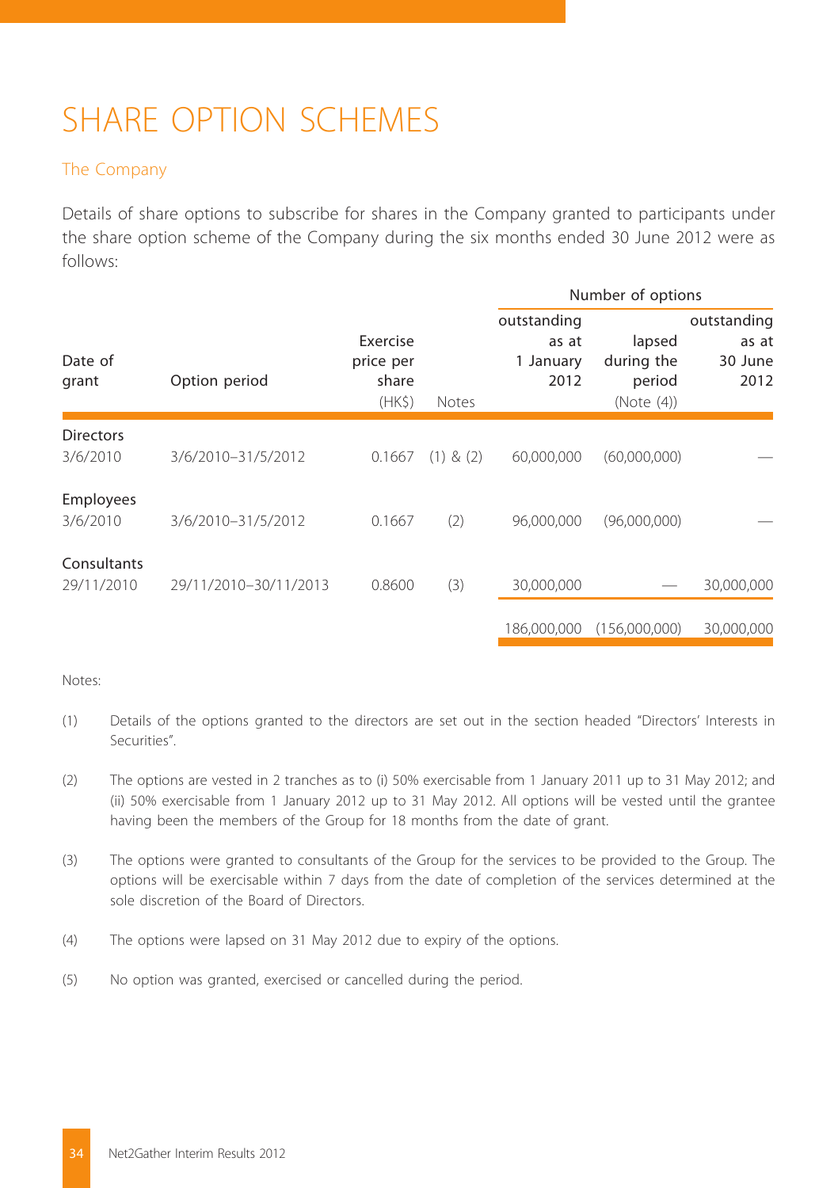# SHARE OPTION SCHEMES

## The Company

Details of share options to subscribe for shares in the Company granted to participants under the share option scheme of the Company during the six months ended 30 June 2012 were as follows:

| Date of grant | Option period | Exercise price per share (HK$) | Notes | Number of options outstanding as at 1 January 2012 | lapsed during the period (Note (4)) | outstanding as at 30 June 2012 |
|---|---|---|---|---|---|---|
| **Directors** | | | | | | |
| 3/6/2010 | 3/6/2010–31/5/2012 | 0.1667 | (1) & (2) | 60,000,000 | (60,000,000) | — |
| **Employees** | | | | | | |
| 3/6/2010 | 3/6/2010–31/5/2012 | 0.1667 | (2) | 96,000,000 | (96,000,000) | — |
| **Consultants** | | | | | | |
| 29/11/2010 | 29/11/2010–30/11/2013 | 0.8600 | (3) | 30,000,000 | — | 30,000,000 |
| | | | | 186,000,000 | (156,000,000) | 30,000,000 |

Notes:

(1) Details of the options granted to the directors are set out in the section headed "Directors' Interests in Securities".

(2) The options are vested in 2 tranches as to (i) 50% exercisable from 1 January 2011 up to 31 May 2012; and (ii) 50% exercisable from 1 January 2012 up to 31 May 2012. All options will be vested until the grantee having been the members of the Group for 18 months from the date of grant.

(3) The options were granted to consultants of the Group for the services to be provided to the Group. The options will be exercisable within 7 days from the date of completion of the services determined at the sole discretion of the Board of Directors.

(4) The options were lapsed on 31 May 2012 due to expiry of the options.

(5) No option was granted, exercised or cancelled during the period.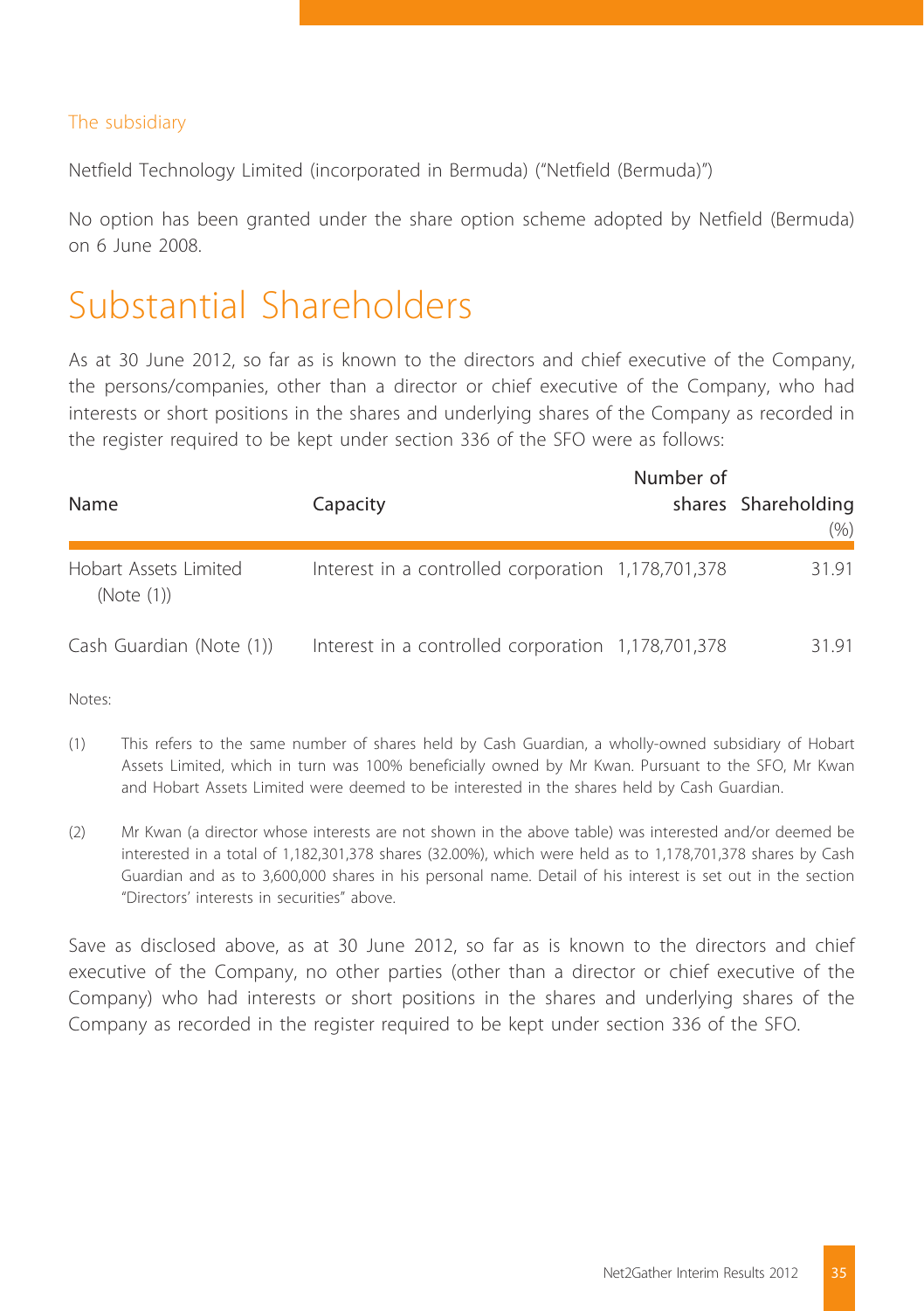### The subsidiary

Netfield Technology Limited (incorporated in Bermuda) ("Netfield (Bermuda)")

No option has been granted under the share option scheme adopted by Netfield (Bermuda) on 6 June 2008.

# Substantial Shareholders

As at 30 June 2012, so far as is known to the directors and chief executive of the Company, the persons/companies, other than a director or chief executive of the Company, who had interests or short positions in the shares and underlying shares of the Company as recorded in the register required to be kept under section 336 of the SFO were as follows:

| Name | Capacity | Number of shares | Shareholding (%) |
|---|---|---|---|
| Hobart Assets Limited (Note (1)) | Interest in a controlled corporation | 1,178,701,378 | 31.91 |
| Cash Guardian (Note (1)) | Interest in a controlled corporation | 1,178,701,378 | 31.91 |

Notes:

(1) This refers to the same number of shares held by Cash Guardian, a wholly-owned subsidiary of Hobart Assets Limited, which in turn was 100% beneficially owned by Mr Kwan. Pursuant to the SFO, Mr Kwan and Hobart Assets Limited were deemed to be interested in the shares held by Cash Guardian.

(2) Mr Kwan (a director whose interests are not shown in the above table) was interested and/or deemed be interested in a total of 1,182,301,378 shares (32.00%), which were held as to 1,178,701,378 shares by Cash Guardian and as to 3,600,000 shares in his personal name. Detail of his interest is set out in the section "Directors' interests in securities" above.

Save as disclosed above, as at 30 June 2012, so far as is known to the directors and chief executive of the Company, no other parties (other than a director or chief executive of the Company) who had interests or short positions in the shares and underlying shares of the Company as recorded in the register required to be kept under section 336 of the SFO.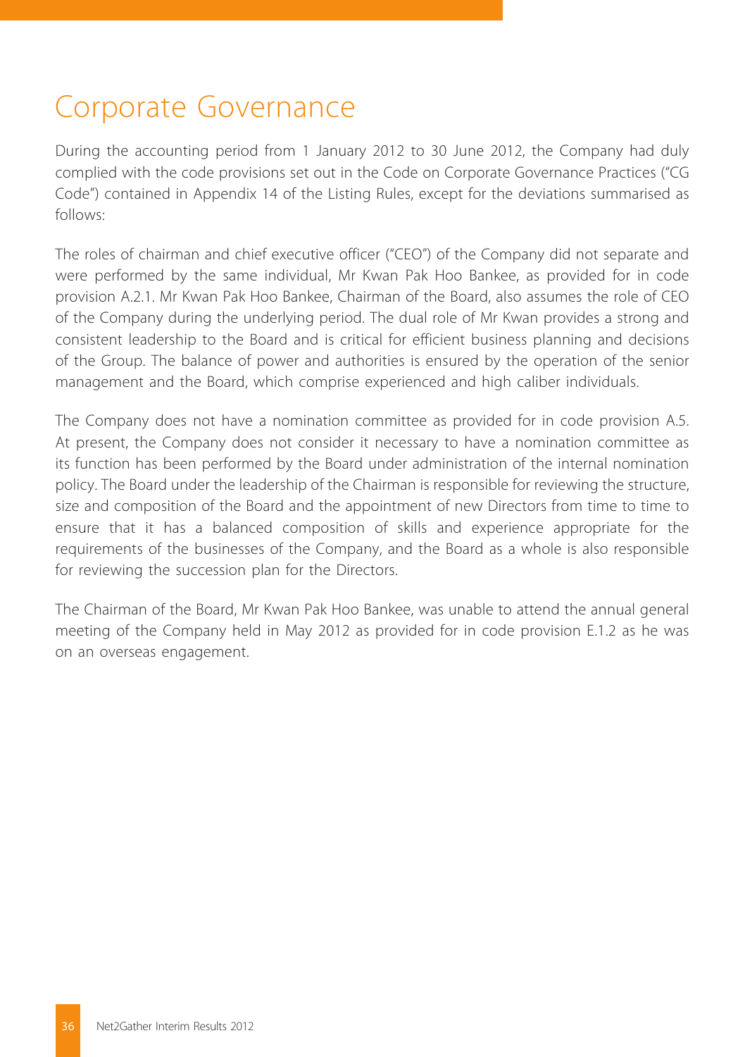# Corporate Governance

During the accounting period from 1 January 2012 to 30 June 2012, the Company had duly complied with the code provisions set out in the Code on Corporate Governance Practices ("CG Code") contained in Appendix 14 of the Listing Rules, except for the deviations summarised as follows:

The roles of chairman and chief executive officer ("CEO") of the Company did not separate and were performed by the same individual, Mr Kwan Pak Hoo Bankee, as provided for in code provision A.2.1. Mr Kwan Pak Hoo Bankee, Chairman of the Board, also assumes the role of CEO of the Company during the underlying period. The dual role of Mr Kwan provides a strong and consistent leadership to the Board and is critical for efficient business planning and decisions of the Group. The balance of power and authorities is ensured by the operation of the senior management and the Board, which comprise experienced and high caliber individuals.

The Company does not have a nomination committee as provided for in code provision A.5. At present, the Company does not consider it necessary to have a nomination committee as its function has been performed by the Board under administration of the internal nomination policy. The Board under the leadership of the Chairman is responsible for reviewing the structure, size and composition of the Board and the appointment of new Directors from time to time to ensure that it has a balanced composition of skills and experience appropriate for the requirements of the businesses of the Company, and the Board as a whole is also responsible for reviewing the succession plan for the Directors.

The Chairman of the Board, Mr Kwan Pak Hoo Bankee, was unable to attend the annual general meeting of the Company held in May 2012 as provided for in code provision E.1.2 as he was on an overseas engagement.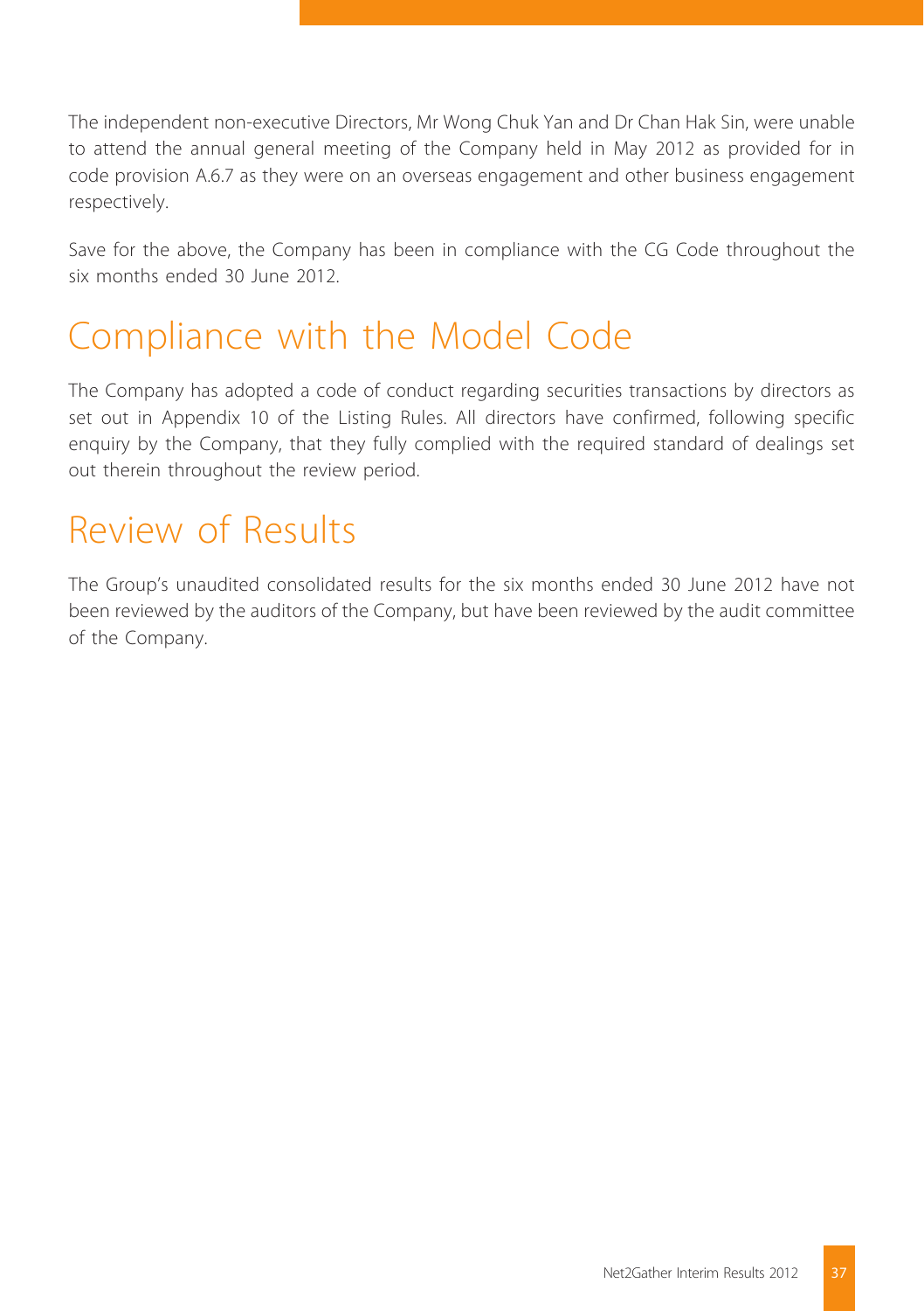The independent non-executive Directors, Mr Wong Chuk Yan and Dr Chan Hak Sin, were unable to attend the annual general meeting of the Company held in May 2012 as provided for in code provision A.6.7 as they were on an overseas engagement and other business engagement respectively.

Save for the above, the Company has been in compliance with the CG Code throughout the six months ended 30 June 2012.

# Compliance with the Model Code

The Company has adopted a code of conduct regarding securities transactions by directors as set out in Appendix 10 of the Listing Rules. All directors have confirmed, following specific enquiry by the Company, that they fully complied with the required standard of dealings set out therein throughout the review period.

# Review of Results

The Group's unaudited consolidated results for the six months ended 30 June 2012 have not been reviewed by the auditors of the Company, but have been reviewed by the audit committee of the Company.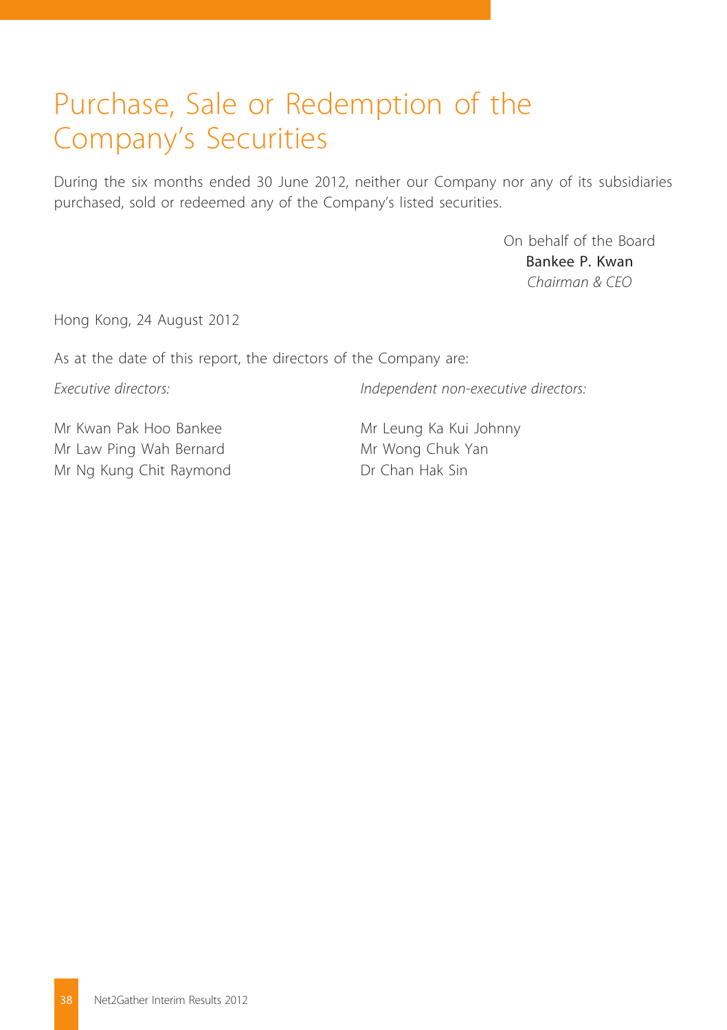# Purchase, Sale or Redemption of the Company's Securities

During the six months ended 30 June 2012, neither our Company nor any of its subsidiaries purchased, sold or redeemed any of the Company's listed securities.

On behalf of the Board
**Bankee P. Kwan**
*Chairman & CEO*

Hong Kong, 24 August 2012

As at the date of this report, the directors of the Company are:

*Executive directors:*

Mr Kwan Pak Hoo Bankee
Mr Law Ping Wah Bernard
Mr Ng Kung Chit Raymond

*Independent non-executive directors:*

Mr Leung Ka Kui Johnny
Mr Wong Chuk Yan
Dr Chan Hak Sin